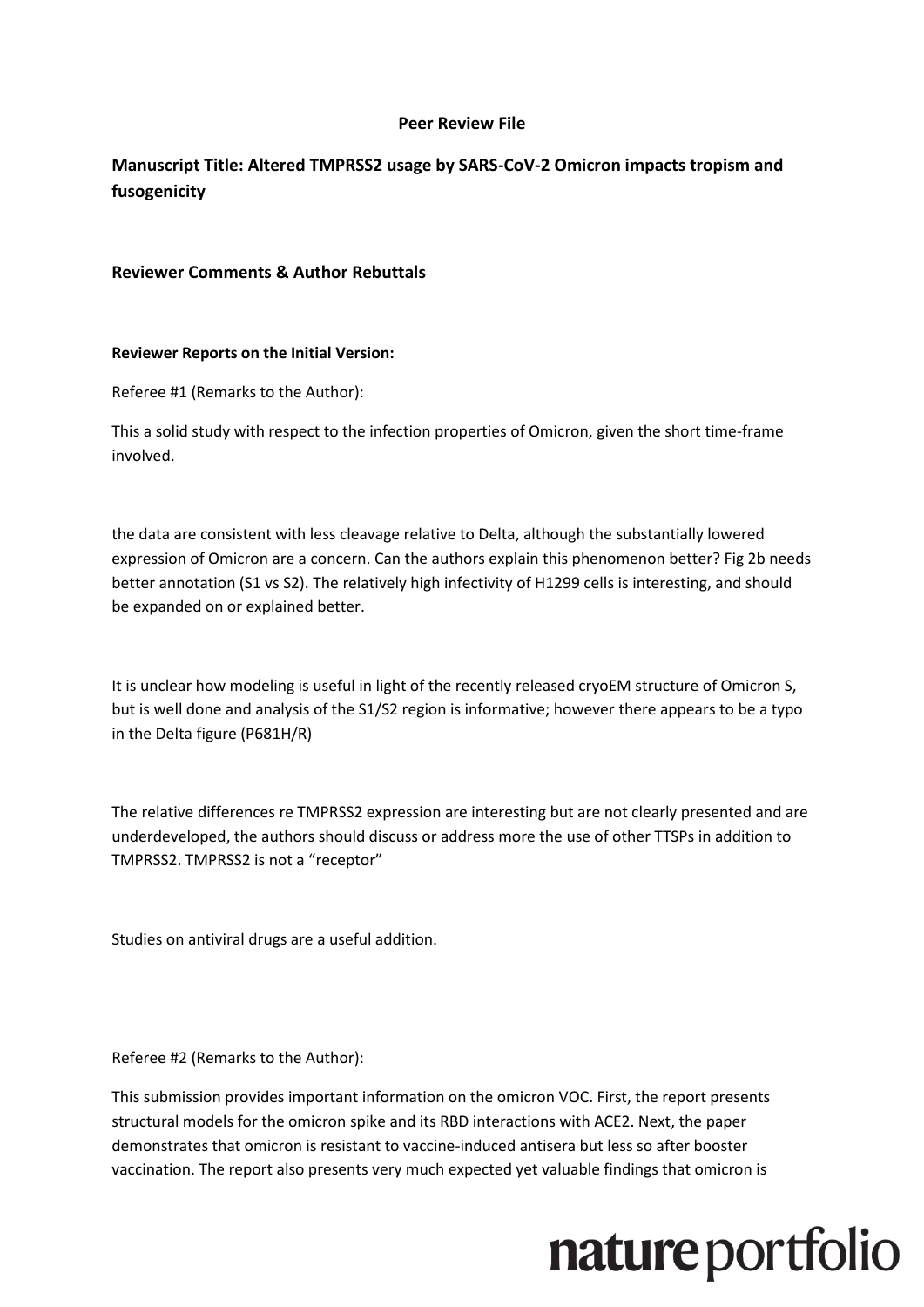**Peer Review File**

## Manuscript Title: Altered TMPRSS2 usage by SARS-CoV-2 Omicron impacts tropism and fusogenicity

### Reviewer Comments & Author Rebuttals

**Reviewer Reports on the Initial Version:**

Referee #1 (Remarks to the Author):

This a solid study with respect to the infection properties of Omicron, given the short time-frame involved.

the data are consistent with less cleavage relative to Delta, although the substantially lowered expression of Omicron are a concern. Can the authors explain this phenomenon better? Fig 2b needs better annotation (S1 vs S2). The relatively high infectivity of H1299 cells is interesting, and should be expanded on or explained better.

It is unclear how modeling is useful in light of the recently released cryoEM structure of Omicron S, but is well done and analysis of the S1/S2 region is informative; however there appears to be a typo in the Delta figure (P681H/R)

The relative differences re TMPRSS2 expression are interesting but are not clearly presented and are underdeveloped, the authors should discuss or address more the use of other TTSPs in addition to TMPRSS2. TMPRSS2 is not a "receptor"

Studies on antiviral drugs are a useful addition.

Referee #2 (Remarks to the Author):

This submission provides important information on the omicron VOC. First, the report presents structural models for the omicron spike and its RBD interactions with ACE2. Next, the paper demonstrates that omicron is resistant to vaccine-induced antisera but less so after booster vaccination. The report also presents very much expected yet valuable findings that omicron is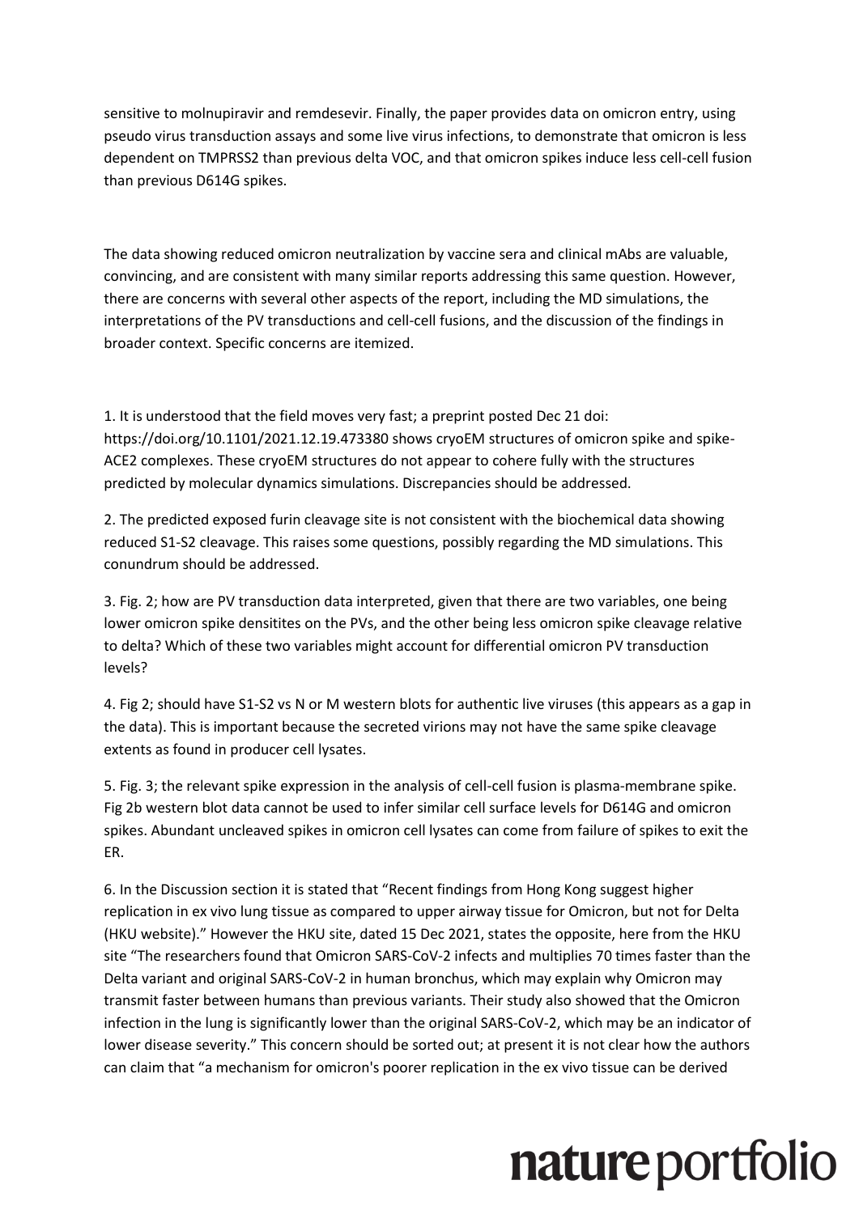sensitive to molnupiravir and remdesevir. Finally, the paper provides data on omicron entry, using pseudo virus transduction assays and some live virus infections, to demonstrate that omicron is less dependent on TMPRSS2 than previous delta VOC, and that omicron spikes induce less cell-cell fusion than previous D614G spikes.

The data showing reduced omicron neutralization by vaccine sera and clinical mAbs are valuable, convincing, and are consistent with many similar reports addressing this same question. However, there are concerns with several other aspects of the report, including the MD simulations, the interpretations of the PV transductions and cell-cell fusions, and the discussion of the findings in broader context. Specific concerns are itemized.

1. It is understood that the field moves very fast; a preprint posted Dec 21 doi: https://doi.org/10.1101/2021.12.19.473380 shows cryoEM structures of omicron spike and spike-ACE2 complexes. These cryoEM structures do not appear to cohere fully with the structures predicted by molecular dynamics simulations. Discrepancies should be addressed.

2. The predicted exposed furin cleavage site is not consistent with the biochemical data showing reduced S1-S2 cleavage. This raises some questions, possibly regarding the MD simulations. This conundrum should be addressed.

3. Fig. 2; how are PV transduction data interpreted, given that there are two variables, one being lower omicron spike densitites on the PVs, and the other being less omicron spike cleavage relative to delta? Which of these two variables might account for differential omicron PV transduction levels?

4. Fig 2; should have S1-S2 vs N or M western blots for authentic live viruses (this appears as a gap in the data). This is important because the secreted virions may not have the same spike cleavage extents as found in producer cell lysates.

5. Fig. 3; the relevant spike expression in the analysis of cell-cell fusion is plasma-membrane spike. Fig 2b western blot data cannot be used to infer similar cell surface levels for D614G and omicron spikes. Abundant uncleaved spikes in omicron cell lysates can come from failure of spikes to exit the ER.

6. In the Discussion section it is stated that "Recent findings from Hong Kong suggest higher replication in ex vivo lung tissue as compared to upper airway tissue for Omicron, but not for Delta (HKU website)." However the HKU site, dated 15 Dec 2021, states the opposite, here from the HKU site "The researchers found that Omicron SARS-CoV-2 infects and multiplies 70 times faster than the Delta variant and original SARS-CoV-2 in human bronchus, which may explain why Omicron may transmit faster between humans than previous variants. Their study also showed that the Omicron infection in the lung is significantly lower than the original SARS-CoV-2, which may be an indicator of lower disease severity." This concern should be sorted out; at present it is not clear how the authors can claim that "a mechanism for omicron's poorer replication in the ex vivo tissue can be derived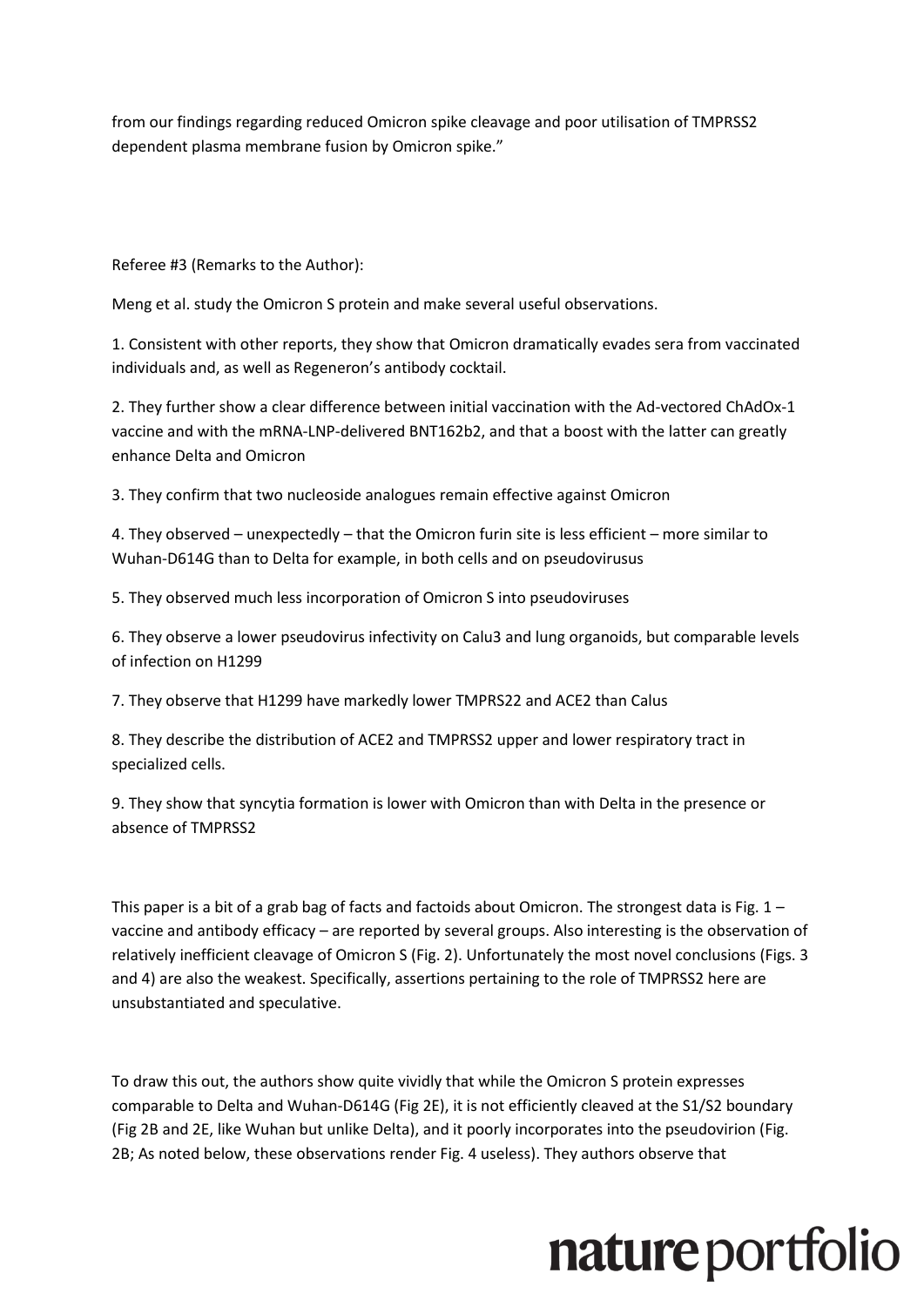from our findings regarding reduced Omicron spike cleavage and poor utilisation of TMPRSS2 dependent plasma membrane fusion by Omicron spike."

Referee #3 (Remarks to the Author):

Meng et al. study the Omicron S protein and make several useful observations.

1. Consistent with other reports, they show that Omicron dramatically evades sera from vaccinated individuals and, as well as Regeneron's antibody cocktail.

2. They further show a clear difference between initial vaccination with the Ad-vectored ChAdOx-1 vaccine and with the mRNA-LNP-delivered BNT162b2, and that a boost with the latter can greatly enhance Delta and Omicron

3. They confirm that two nucleoside analogues remain effective against Omicron

4. They observed – unexpectedly – that the Omicron furin site is less efficient – more similar to Wuhan-D614G than to Delta for example, in both cells and on pseudovirusus

5. They observed much less incorporation of Omicron S into pseudoviruses

6. They observe a lower pseudovirus infectivity on Calu3 and lung organoids, but comparable levels of infection on H1299

7. They observe that H1299 have markedly lower TMPRS22 and ACE2 than Calus

8. They describe the distribution of ACE2 and TMPRSS2 upper and lower respiratory tract in specialized cells.

9. They show that syncytia formation is lower with Omicron than with Delta in the presence or absence of TMPRSS2

This paper is a bit of a grab bag of facts and factoids about Omicron. The strongest data is Fig. 1 – vaccine and antibody efficacy – are reported by several groups. Also interesting is the observation of relatively inefficient cleavage of Omicron S (Fig. 2). Unfortunately the most novel conclusions (Figs. 3 and 4) are also the weakest. Specifically, assertions pertaining to the role of TMPRSS2 here are unsubstantiated and speculative.

To draw this out, the authors show quite vividly that while the Omicron S protein expresses comparable to Delta and Wuhan-D614G (Fig 2E), it is not efficiently cleaved at the S1/S2 boundary (Fig 2B and 2E, like Wuhan but unlike Delta), and it poorly incorporates into the pseudovirion (Fig. 2B; As noted below, these observations render Fig. 4 useless). They authors observe that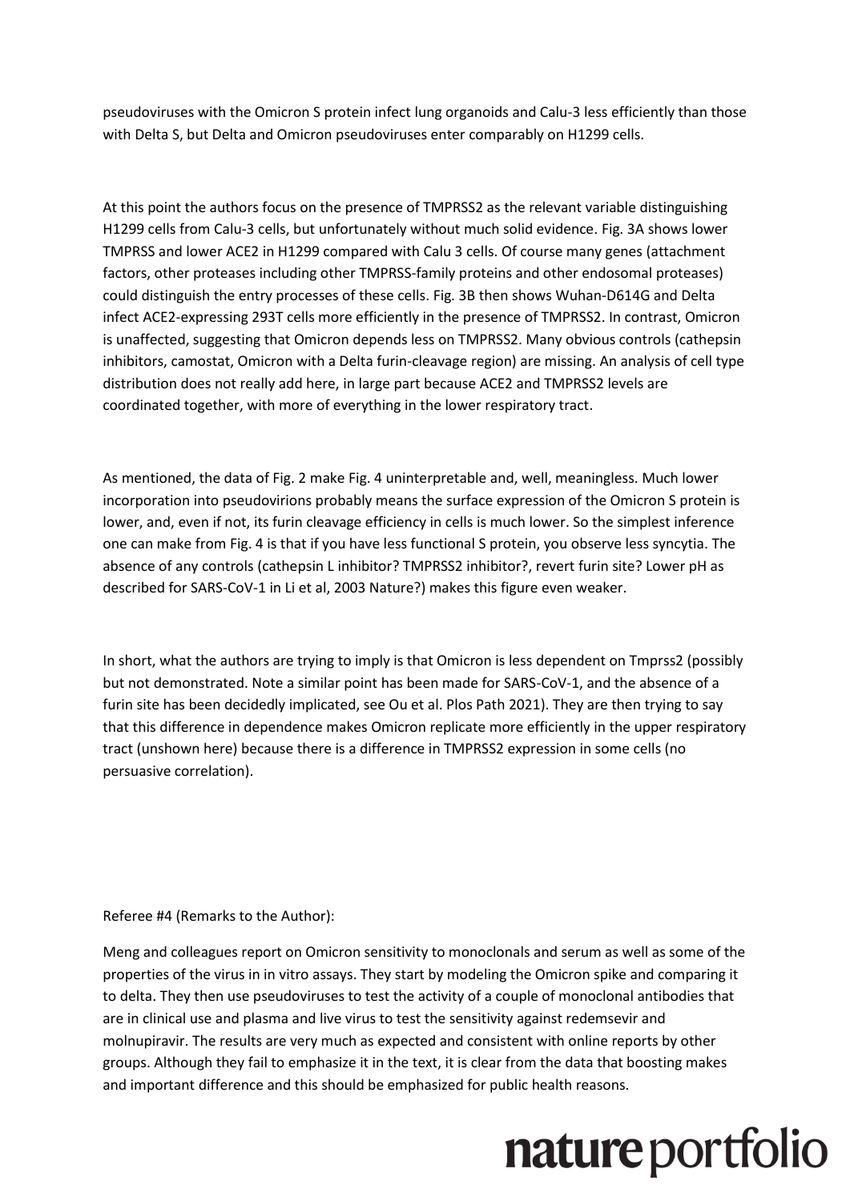pseudoviruses with the Omicron S protein infect lung organoids and Calu-3 less efficiently than those with Delta S, but Delta and Omicron pseudoviruses enter comparably on H1299 cells.

At this point the authors focus on the presence of TMPRSS2 as the relevant variable distinguishing H1299 cells from Calu-3 cells, but unfortunately without much solid evidence. Fig. 3A shows lower TMPRSS and lower ACE2 in H1299 compared with Calu 3 cells. Of course many genes (attachment factors, other proteases including other TMPRSS-family proteins and other endosomal proteases) could distinguish the entry processes of these cells. Fig. 3B then shows Wuhan-D614G and Delta infect ACE2-expressing 293T cells more efficiently in the presence of TMPRSS2. In contrast, Omicron is unaffected, suggesting that Omicron depends less on TMPRSS2. Many obvious controls (cathepsin inhibitors, camostat, Omicron with a Delta furin-cleavage region) are missing. An analysis of cell type distribution does not really add here, in large part because ACE2 and TMPRSS2 levels are coordinated together, with more of everything in the lower respiratory tract.

As mentioned, the data of Fig. 2 make Fig. 4 uninterpretable and, well, meaningless. Much lower incorporation into pseudovirions probably means the surface expression of the Omicron S protein is lower, and, even if not, its furin cleavage efficiency in cells is much lower. So the simplest inference one can make from Fig. 4 is that if you have less functional S protein, you observe less syncytia. The absence of any controls (cathepsin L inhibitor? TMPRSS2 inhibitor?, revert furin site? Lower pH as described for SARS-CoV-1 in Li et al, 2003 Nature?) makes this figure even weaker.

In short, what the authors are trying to imply is that Omicron is less dependent on Tmprss2 (possibly but not demonstrated. Note a similar point has been made for SARS-CoV-1, and the absence of a furin site has been decidedly implicated, see Ou et al. Plos Path 2021). They are then trying to say that this difference in dependence makes Omicron replicate more efficiently in the upper respiratory tract (unshown here) because there is a difference in TMPRSS2 expression in some cells (no persuasive correlation).

Referee #4 (Remarks to the Author):

Meng and colleagues report on Omicron sensitivity to monoclonals and serum as well as some of the properties of the virus in in vitro assays. They start by modeling the Omicron spike and comparing it to delta. They then use pseudoviruses to test the activity of a couple of monoclonal antibodies that are in clinical use and plasma and live virus to test the sensitivity against redemsevir and molnupiravir. The results are very much as expected and consistent with online reports by other groups. Although they fail to emphasize it in the text, it is clear from the data that boosting makes and important difference and this should be emphasized for public health reasons.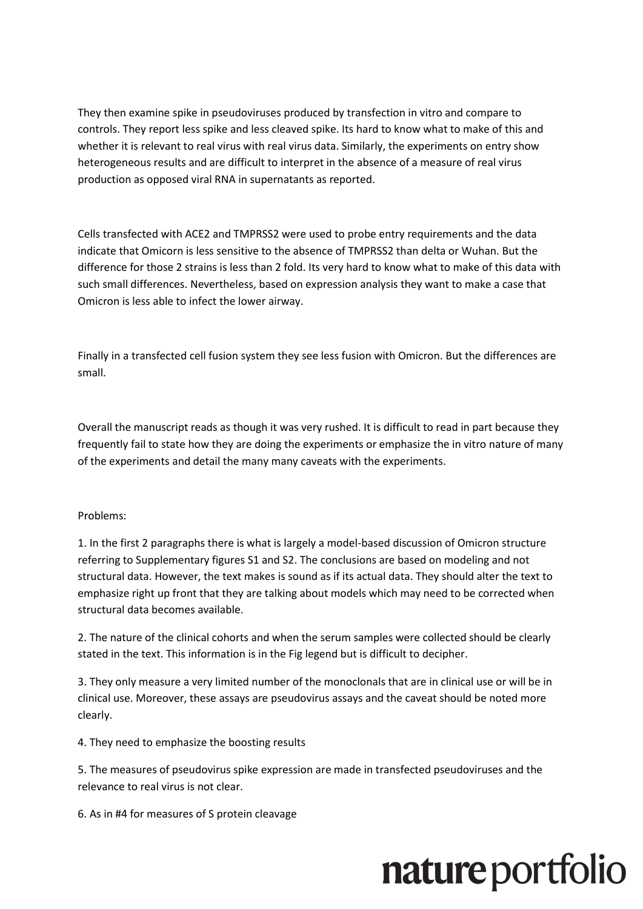They then examine spike in pseudoviruses produced by transfection in vitro and compare to controls. They report less spike and less cleaved spike. Its hard to know what to make of this and whether it is relevant to real virus with real virus data. Similarly, the experiments on entry show heterogeneous results and are difficult to interpret in the absence of a measure of real virus production as opposed viral RNA in supernatants as reported.

Cells transfected with ACE2 and TMPRSS2 were used to probe entry requirements and the data indicate that Omicorn is less sensitive to the absence of TMPRSS2 than delta or Wuhan. But the difference for those 2 strains is less than 2 fold. Its very hard to know what to make of this data with such small differences. Nevertheless, based on expression analysis they want to make a case that Omicron is less able to infect the lower airway.

Finally in a transfected cell fusion system they see less fusion with Omicron. But the differences are small.

Overall the manuscript reads as though it was very rushed. It is difficult to read in part because they frequently fail to state how they are doing the experiments or emphasize the in vitro nature of many of the experiments and detail the many many caveats with the experiments.

Problems:

1. In the first 2 paragraphs there is what is largely a model-based discussion of Omicron structure referring to Supplementary figures S1 and S2. The conclusions are based on modeling and not structural data. However, the text makes is sound as if its actual data. They should alter the text to emphasize right up front that they are talking about models which may need to be corrected when structural data becomes available.

2. The nature of the clinical cohorts and when the serum samples were collected should be clearly stated in the text. This information is in the Fig legend but is difficult to decipher.

3. They only measure a very limited number of the monoclonals that are in clinical use or will be in clinical use. Moreover, these assays are pseudovirus assays and the caveat should be noted more clearly.

4. They need to emphasize the boosting results

5. The measures of pseudovirus spike expression are made in transfected pseudoviruses and the relevance to real virus is not clear.

6. As in #4 for measures of S protein cleavage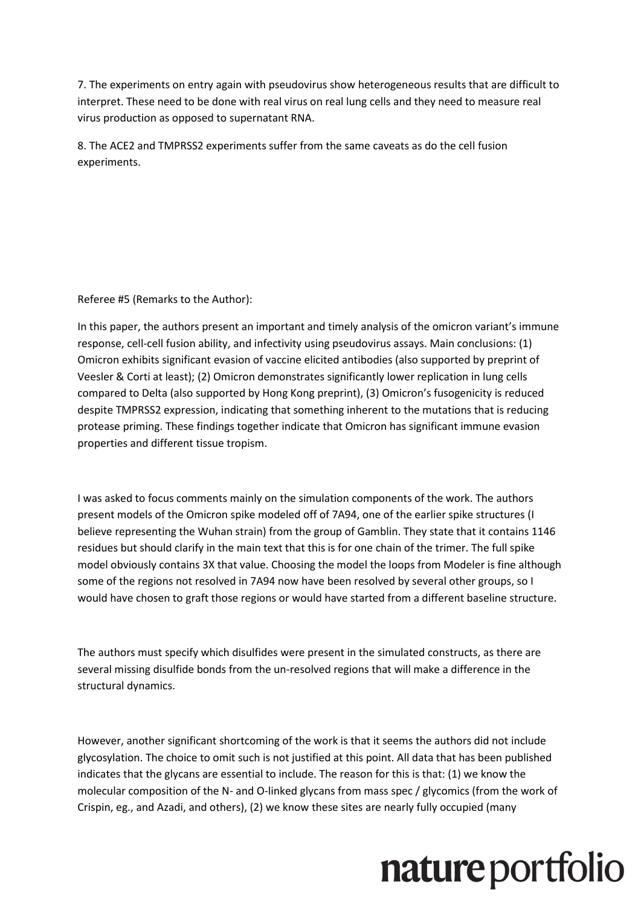7. The experiments on entry again with pseudovirus show heterogeneous results that are difficult to interpret. These need to be done with real virus on real lung cells and they need to measure real virus production as opposed to supernatant RNA.

8. The ACE2 and TMPRSS2 experiments suffer from the same caveats as do the cell fusion experiments.

Referee #5 (Remarks to the Author):

In this paper, the authors present an important and timely analysis of the omicron variant's immune response, cell-cell fusion ability, and infectivity using pseudovirus assays. Main conclusions: (1) Omicron exhibits significant evasion of vaccine elicited antibodies (also supported by preprint of Veesler & Corti at least); (2) Omicron demonstrates significantly lower replication in lung cells compared to Delta (also supported by Hong Kong preprint), (3) Omicron's fusogenicity is reduced despite TMPRSS2 expression, indicating that something inherent to the mutations that is reducing protease priming. These findings together indicate that Omicron has significant immune evasion properties and different tissue tropism.

I was asked to focus comments mainly on the simulation components of the work. The authors present models of the Omicron spike modeled off of 7A94, one of the earlier spike structures (I believe representing the Wuhan strain) from the group of Gamblin. They state that it contains 1146 residues but should clarify in the main text that this is for one chain of the trimer. The full spike model obviously contains 3X that value. Choosing the model the loops from Modeler is fine although some of the regions not resolved in 7A94 now have been resolved by several other groups, so I would have chosen to graft those regions or would have started from a different baseline structure.

The authors must specify which disulfides were present in the simulated constructs, as there are several missing disulfide bonds from the un-resolved regions that will make a difference in the structural dynamics.

However, another significant shortcoming of the work is that it seems the authors did not include glycosylation. The choice to omit such is not justified at this point. All data that has been published indicates that the glycans are essential to include. The reason for this is that: (1) we know the molecular composition of the N- and O-linked glycans from mass spec / glycomics (from the work of Crispin, eg., and Azadi, and others), (2) we know these sites are nearly fully occupied (many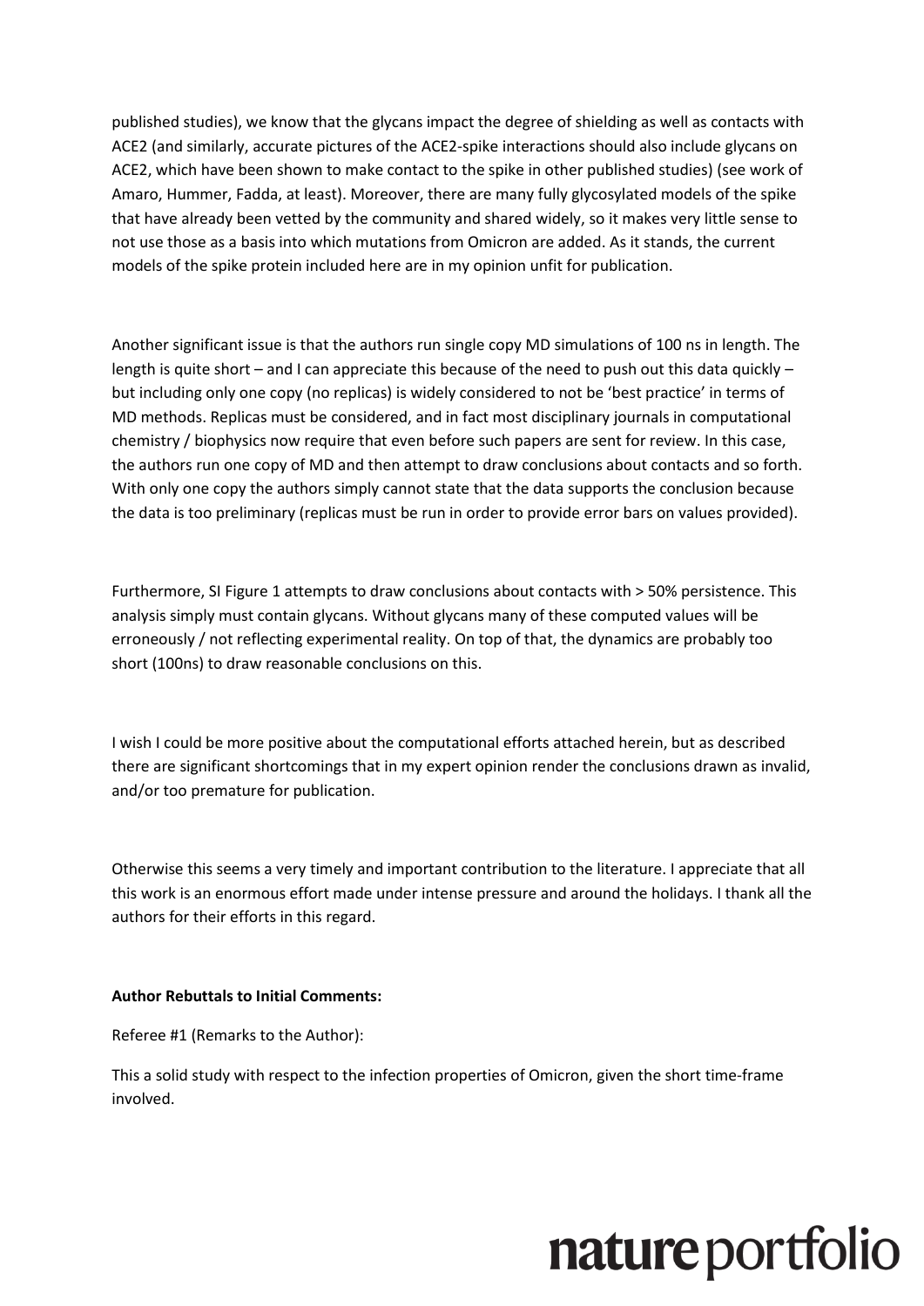published studies), we know that the glycans impact the degree of shielding as well as contacts with ACE2 (and similarly, accurate pictures of the ACE2-spike interactions should also include glycans on ACE2, which have been shown to make contact to the spike in other published studies) (see work of Amaro, Hummer, Fadda, at least). Moreover, there are many fully glycosylated models of the spike that have already been vetted by the community and shared widely, so it makes very little sense to not use those as a basis into which mutations from Omicron are added. As it stands, the current models of the spike protein included here are in my opinion unfit for publication.

Another significant issue is that the authors run single copy MD simulations of 100 ns in length. The length is quite short – and I can appreciate this because of the need to push out this data quickly – but including only one copy (no replicas) is widely considered to not be 'best practice' in terms of MD methods. Replicas must be considered, and in fact most disciplinary journals in computational chemistry / biophysics now require that even before such papers are sent for review. In this case, the authors run one copy of MD and then attempt to draw conclusions about contacts and so forth. With only one copy the authors simply cannot state that the data supports the conclusion because the data is too preliminary (replicas must be run in order to provide error bars on values provided).

Furthermore, SI Figure 1 attempts to draw conclusions about contacts with > 50% persistence. This analysis simply must contain glycans. Without glycans many of these computed values will be erroneously / not reflecting experimental reality. On top of that, the dynamics are probably too short (100ns) to draw reasonable conclusions on this.

I wish I could be more positive about the computational efforts attached herein, but as described there are significant shortcomings that in my expert opinion render the conclusions drawn as invalid, and/or too premature for publication.

Otherwise this seems a very timely and important contribution to the literature. I appreciate that all this work is an enormous effort made under intense pressure and around the holidays. I thank all the authors for their efforts in this regard.

**Author Rebuttals to Initial Comments:**

Referee #1 (Remarks to the Author):

This a solid study with respect to the infection properties of Omicron, given the short time-frame involved.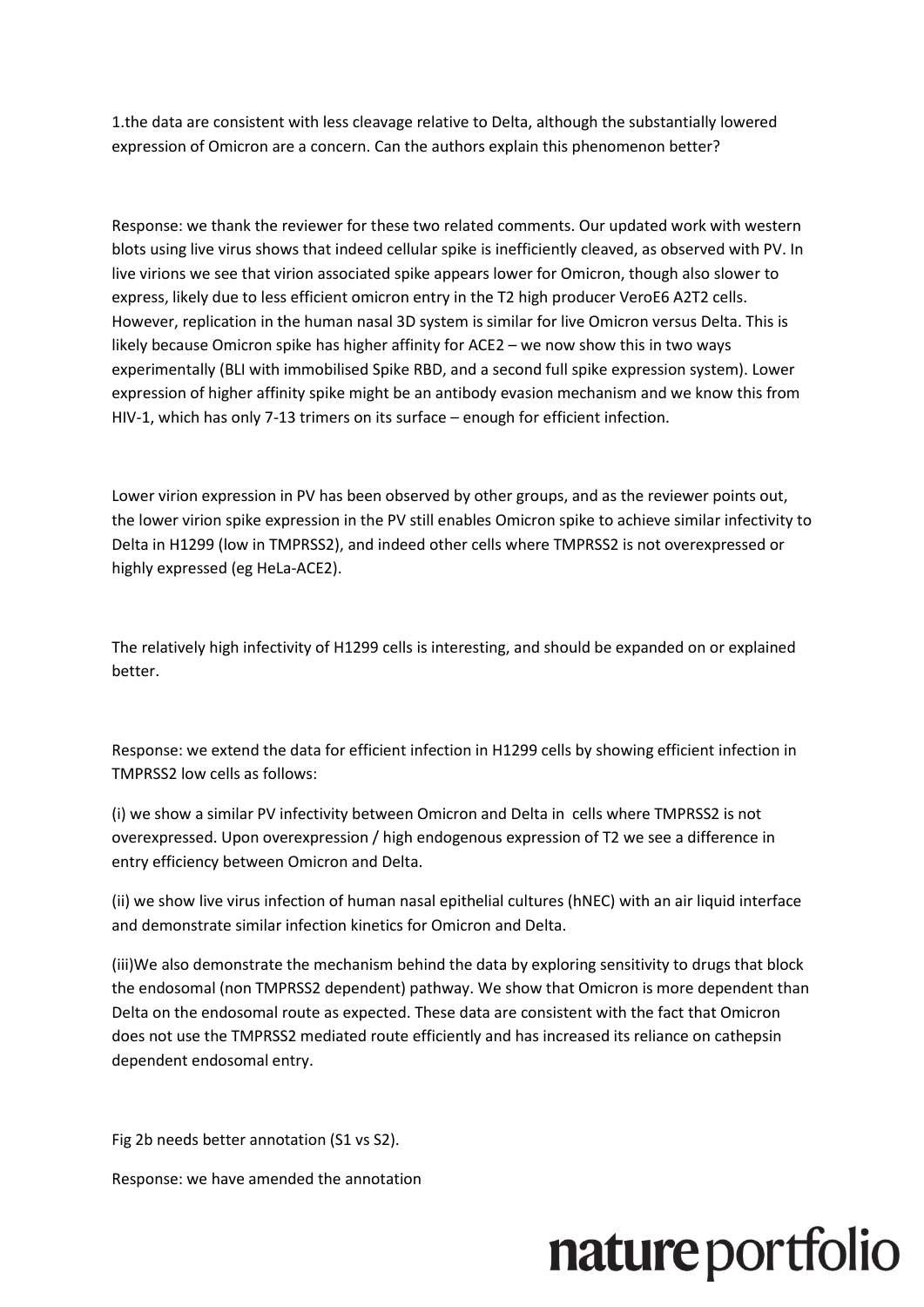1.the data are consistent with less cleavage relative to Delta, although the substantially lowered expression of Omicron are a concern. Can the authors explain this phenomenon better?

Response: we thank the reviewer for these two related comments. Our updated work with western blots using live virus shows that indeed cellular spike is inefficiently cleaved, as observed with PV. In live virions we see that virion associated spike appears lower for Omicron, though also slower to express, likely due to less efficient omicron entry in the T2 high producer VeroE6 A2T2 cells. However, replication in the human nasal 3D system is similar for live Omicron versus Delta. This is likely because Omicron spike has higher affinity for ACE2 – we now show this in two ways experimentally (BLI with immobilised Spike RBD, and a second full spike expression system). Lower expression of higher affinity spike might be an antibody evasion mechanism and we know this from HIV-1, which has only 7-13 trimers on its surface – enough for efficient infection.

Lower virion expression in PV has been observed by other groups, and as the reviewer points out, the lower virion spike expression in the PV still enables Omicron spike to achieve similar infectivity to Delta in H1299 (low in TMPRSS2), and indeed other cells where TMPRSS2 is not overexpressed or highly expressed (eg HeLa-ACE2).

The relatively high infectivity of H1299 cells is interesting, and should be expanded on or explained better.

Response: we extend the data for efficient infection in H1299 cells by showing efficient infection in TMPRSS2 low cells as follows:

(i) we show a similar PV infectivity between Omicron and Delta in cells where TMPRSS2 is not overexpressed. Upon overexpression / high endogenous expression of T2 we see a difference in entry efficiency between Omicron and Delta.

(ii) we show live virus infection of human nasal epithelial cultures (hNEC) with an air liquid interface and demonstrate similar infection kinetics for Omicron and Delta.

(iii)We also demonstrate the mechanism behind the data by exploring sensitivity to drugs that block the endosomal (non TMPRSS2 dependent) pathway. We show that Omicron is more dependent than Delta on the endosomal route as expected. These data are consistent with the fact that Omicron does not use the TMPRSS2 mediated route efficiently and has increased its reliance on cathepsin dependent endosomal entry.

Fig 2b needs better annotation (S1 vs S2).

Response: we have amended the annotation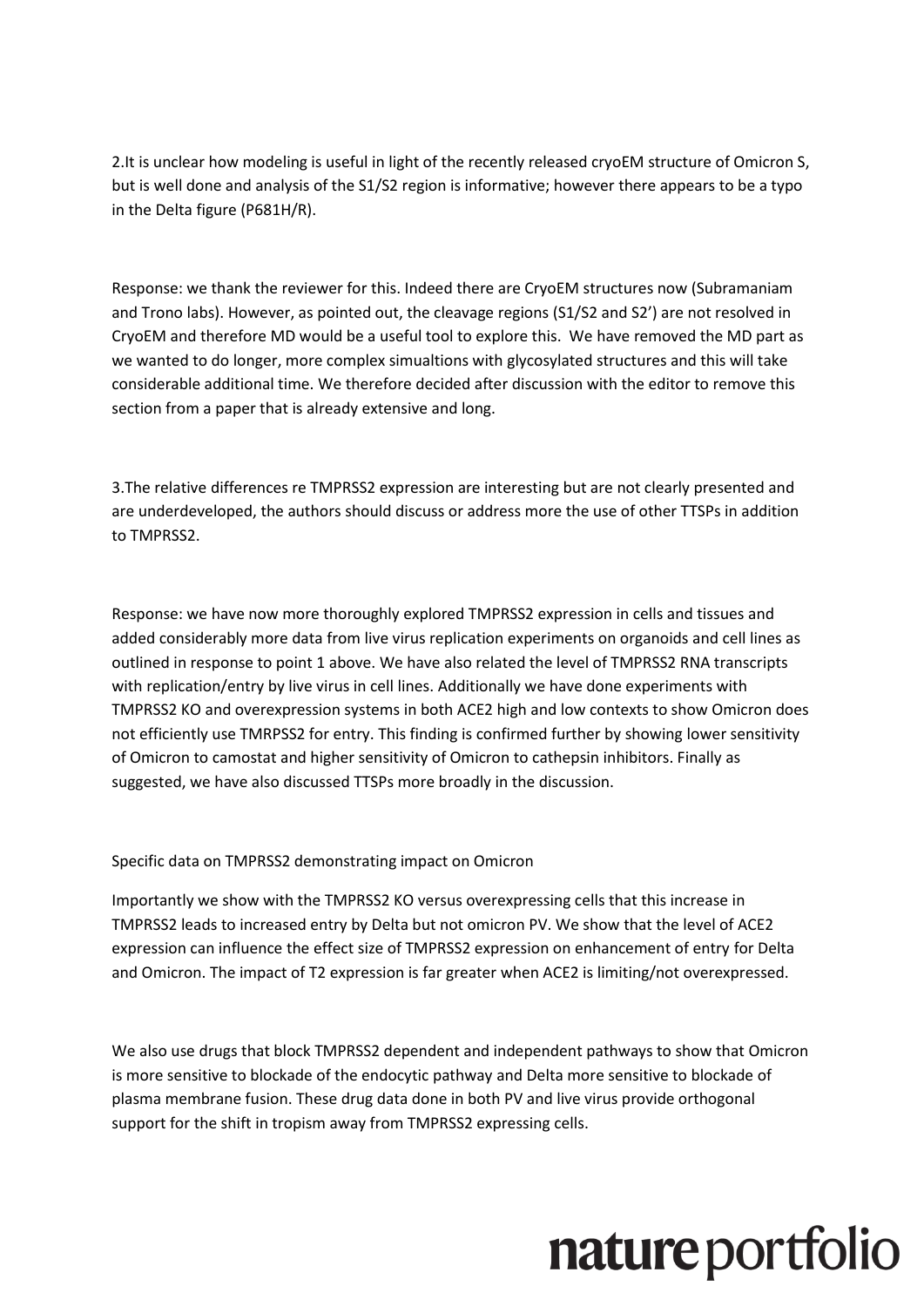2.It is unclear how modeling is useful in light of the recently released cryoEM structure of Omicron S, but is well done and analysis of the S1/S2 region is informative; however there appears to be a typo in the Delta figure (P681H/R).

Response: we thank the reviewer for this. Indeed there are CryoEM structures now (Subramaniam and Trono labs). However, as pointed out, the cleavage regions (S1/S2 and S2') are not resolved in CryoEM and therefore MD would be a useful tool to explore this. We have removed the MD part as we wanted to do longer, more complex simualtions with glycosylated structures and this will take considerable additional time. We therefore decided after discussion with the editor to remove this section from a paper that is already extensive and long.

3.The relative differences re TMPRSS2 expression are interesting but are not clearly presented and are underdeveloped, the authors should discuss or address more the use of other TTSPs in addition to TMPRSS2.

Response: we have now more thoroughly explored TMPRSS2 expression in cells and tissues and added considerably more data from live virus replication experiments on organoids and cell lines as outlined in response to point 1 above. We have also related the level of TMPRSS2 RNA transcripts with replication/entry by live virus in cell lines. Additionally we have done experiments with TMPRSS2 KO and overexpression systems in both ACE2 high and low contexts to show Omicron does not efficiently use TMRPSS2 for entry. This finding is confirmed further by showing lower sensitivity of Omicron to camostat and higher sensitivity of Omicron to cathepsin inhibitors. Finally as suggested, we have also discussed TTSPs more broadly in the discussion.

Specific data on TMPRSS2 demonstrating impact on Omicron

Importantly we show with the TMPRSS2 KO versus overexpressing cells that this increase in TMPRSS2 leads to increased entry by Delta but not omicron PV. We show that the level of ACE2 expression can influence the effect size of TMPRSS2 expression on enhancement of entry for Delta and Omicron. The impact of T2 expression is far greater when ACE2 is limiting/not overexpressed.

We also use drugs that block TMPRSS2 dependent and independent pathways to show that Omicron is more sensitive to blockade of the endocytic pathway and Delta more sensitive to blockade of plasma membrane fusion. These drug data done in both PV and live virus provide orthogonal support for the shift in tropism away from TMPRSS2 expressing cells.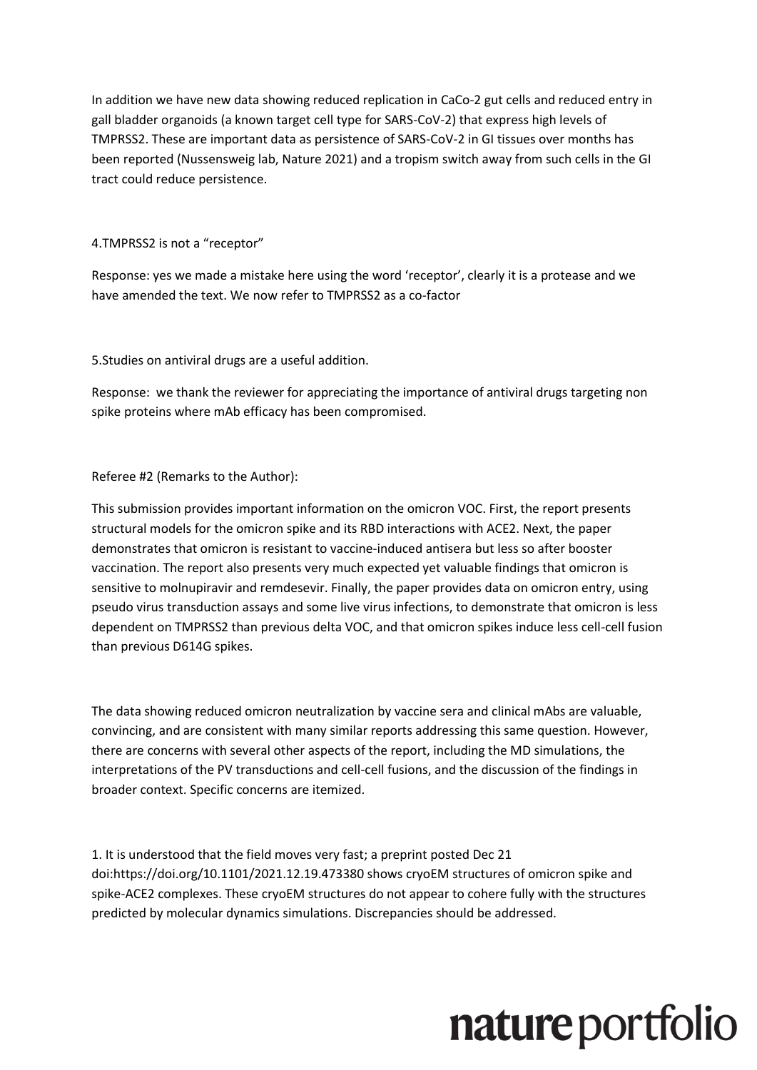In addition we have new data showing reduced replication in CaCo-2 gut cells and reduced entry in gall bladder organoids (a known target cell type for SARS-CoV-2) that express high levels of TMPRSS2. These are important data as persistence of SARS-CoV-2 in GI tissues over months has been reported (Nussensweig lab, Nature 2021) and a tropism switch away from such cells in the GI tract could reduce persistence.

4.TMPRSS2 is not a "receptor"

Response: yes we made a mistake here using the word 'receptor', clearly it is a protease and we have amended the text. We now refer to TMPRSS2 as a co-factor

5.Studies on antiviral drugs are a useful addition.

Response: we thank the reviewer for appreciating the importance of antiviral drugs targeting non spike proteins where mAb efficacy has been compromised.

Referee #2 (Remarks to the Author):

This submission provides important information on the omicron VOC. First, the report presents structural models for the omicron spike and its RBD interactions with ACE2. Next, the paper demonstrates that omicron is resistant to vaccine-induced antisera but less so after booster vaccination. The report also presents very much expected yet valuable findings that omicron is sensitive to molnupiravir and remdesevir. Finally, the paper provides data on omicron entry, using pseudo virus transduction assays and some live virus infections, to demonstrate that omicron is less dependent on TMPRSS2 than previous delta VOC, and that omicron spikes induce less cell-cell fusion than previous D614G spikes.

The data showing reduced omicron neutralization by vaccine sera and clinical mAbs are valuable, convincing, and are consistent with many similar reports addressing this same question. However, there are concerns with several other aspects of the report, including the MD simulations, the interpretations of the PV transductions and cell-cell fusions, and the discussion of the findings in broader context. Specific concerns are itemized.

1. It is understood that the field moves very fast; a preprint posted Dec 21 doi:https://doi.org/10.1101/2021.12.19.473380 shows cryoEM structures of omicron spike and spike-ACE2 complexes. These cryoEM structures do not appear to cohere fully with the structures predicted by molecular dynamics simulations. Discrepancies should be addressed.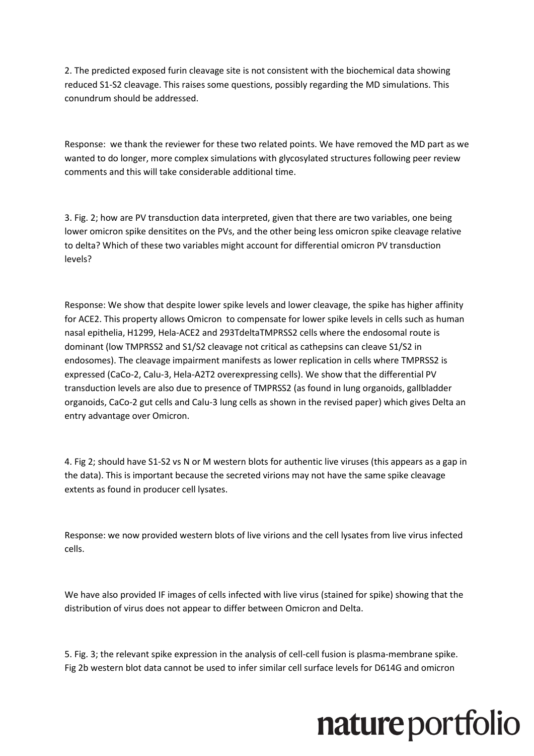2. The predicted exposed furin cleavage site is not consistent with the biochemical data showing reduced S1-S2 cleavage. This raises some questions, possibly regarding the MD simulations. This conundrum should be addressed.

Response: we thank the reviewer for these two related points. We have removed the MD part as we wanted to do longer, more complex simulations with glycosylated structures following peer review comments and this will take considerable additional time.

3. Fig. 2; how are PV transduction data interpreted, given that there are two variables, one being lower omicron spike densitites on the PVs, and the other being less omicron spike cleavage relative to delta? Which of these two variables might account for differential omicron PV transduction levels?

Response: We show that despite lower spike levels and lower cleavage, the spike has higher affinity for ACE2. This property allows Omicron to compensate for lower spike levels in cells such as human nasal epithelia, H1299, Hela-ACE2 and 293TdeltaTMPRSS2 cells where the endosomal route is dominant (low TMPRSS2 and S1/S2 cleavage not critical as cathepsins can cleave S1/S2 in endosomes). The cleavage impairment manifests as lower replication in cells where TMPRSS2 is expressed (CaCo-2, Calu-3, Hela-A2T2 overexpressing cells). We show that the differential PV transduction levels are also due to presence of TMPRSS2 (as found in lung organoids, gallbladder organoids, CaCo-2 gut cells and Calu-3 lung cells as shown in the revised paper) which gives Delta an entry advantage over Omicron.

4. Fig 2; should have S1-S2 vs N or M western blots for authentic live viruses (this appears as a gap in the data). This is important because the secreted virions may not have the same spike cleavage extents as found in producer cell lysates.

Response: we now provided western blots of live virions and the cell lysates from live virus infected cells.

We have also provided IF images of cells infected with live virus (stained for spike) showing that the distribution of virus does not appear to differ between Omicron and Delta.

5. Fig. 3; the relevant spike expression in the analysis of cell-cell fusion is plasma-membrane spike. Fig 2b western blot data cannot be used to infer similar cell surface levels for D614G and omicron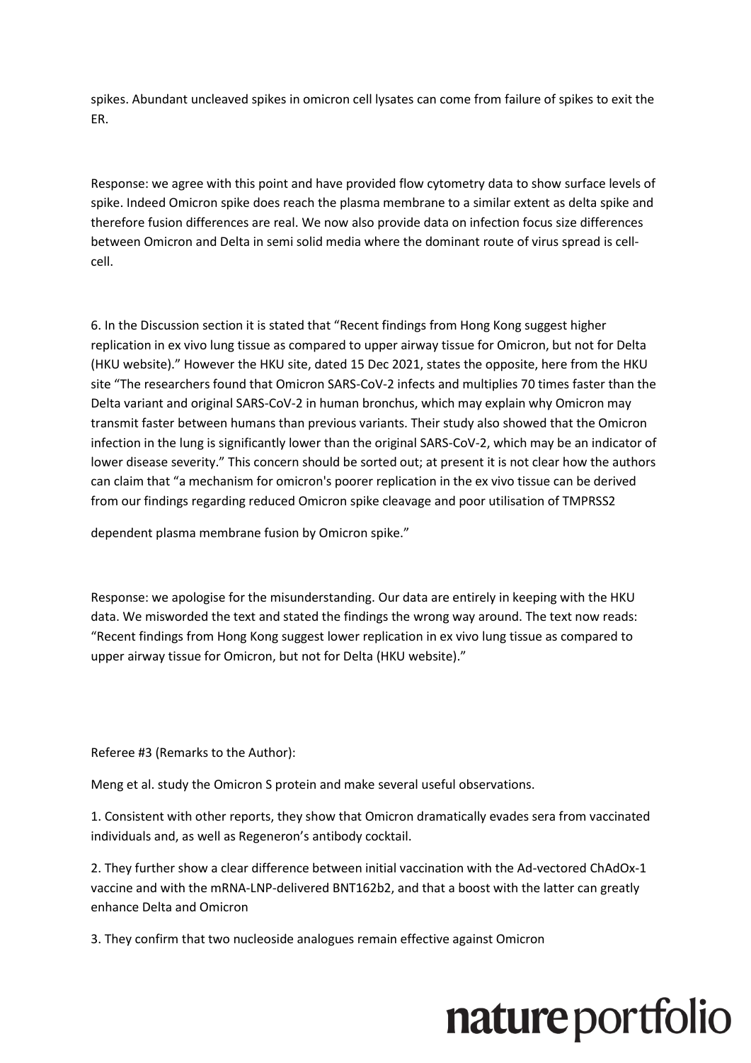spikes. Abundant uncleaved spikes in omicron cell lysates can come from failure of spikes to exit the ER.

Response: we agree with this point and have provided flow cytometry data to show surface levels of spike. Indeed Omicron spike does reach the plasma membrane to a similar extent as delta spike and therefore fusion differences are real. We now also provide data on infection focus size differences between Omicron and Delta in semi solid media where the dominant route of virus spread is cell-cell.

6. In the Discussion section it is stated that "Recent findings from Hong Kong suggest higher replication in ex vivo lung tissue as compared to upper airway tissue for Omicron, but not for Delta (HKU website)." However the HKU site, dated 15 Dec 2021, states the opposite, here from the HKU site "The researchers found that Omicron SARS-CoV-2 infects and multiplies 70 times faster than the Delta variant and original SARS-CoV-2 in human bronchus, which may explain why Omicron may transmit faster between humans than previous variants. Their study also showed that the Omicron infection in the lung is significantly lower than the original SARS-CoV-2, which may be an indicator of lower disease severity." This concern should be sorted out; at present it is not clear how the authors can claim that "a mechanism for omicron's poorer replication in the ex vivo tissue can be derived from our findings regarding reduced Omicron spike cleavage and poor utilisation of TMPRSS2 dependent plasma membrane fusion by Omicron spike."

Response: we apologise for the misunderstanding. Our data are entirely in keeping with the HKU data. We misworded the text and stated the findings the wrong way around. The text now reads: "Recent findings from Hong Kong suggest lower replication in ex vivo lung tissue as compared to upper airway tissue for Omicron, but not for Delta (HKU website)."

Referee #3 (Remarks to the Author):

Meng et al. study the Omicron S protein and make several useful observations.

1. Consistent with other reports, they show that Omicron dramatically evades sera from vaccinated individuals and, as well as Regeneron's antibody cocktail.

2. They further show a clear difference between initial vaccination with the Ad-vectored ChAdOx-1 vaccine and with the mRNA-LNP-delivered BNT162b2, and that a boost with the latter can greatly enhance Delta and Omicron

3. They confirm that two nucleoside analogues remain effective against Omicron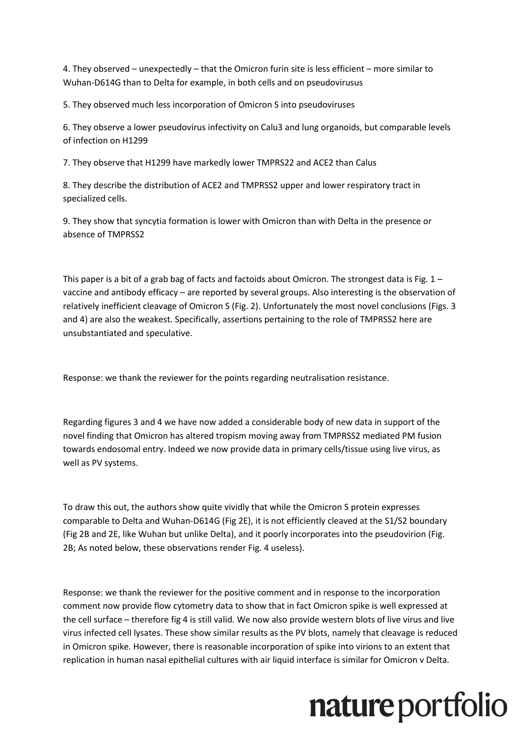4. They observed – unexpectedly – that the Omicron furin site is less efficient – more similar to Wuhan-D614G than to Delta for example, in both cells and on pseudovirusus

5. They observed much less incorporation of Omicron S into pseudoviruses

6. They observe a lower pseudovirus infectivity on Calu3 and lung organoids, but comparable levels of infection on H1299

7. They observe that H1299 have markedly lower TMPRS22 and ACE2 than Calus

8. They describe the distribution of ACE2 and TMPRSS2 upper and lower respiratory tract in specialized cells.

9. They show that syncytia formation is lower with Omicron than with Delta in the presence or absence of TMPRSS2

This paper is a bit of a grab bag of facts and factoids about Omicron. The strongest data is Fig. 1 – vaccine and antibody efficacy – are reported by several groups. Also interesting is the observation of relatively inefficient cleavage of Omicron S (Fig. 2). Unfortunately the most novel conclusions (Figs. 3 and 4) are also the weakest. Specifically, assertions pertaining to the role of TMPRSS2 here are unsubstantiated and speculative.

Response: we thank the reviewer for the points regarding neutralisation resistance.

Regarding figures 3 and 4 we have now added a considerable body of new data in support of the novel finding that Omicron has altered tropism moving away from TMPRSS2 mediated PM fusion towards endosomal entry. Indeed we now provide data in primary cells/tissue using live virus, as well as PV systems.

To draw this out, the authors show quite vividly that while the Omicron S protein expresses comparable to Delta and Wuhan-D614G (Fig 2E), it is not efficiently cleaved at the S1/S2 boundary (Fig 2B and 2E, like Wuhan but unlike Delta), and it poorly incorporates into the pseudovirion (Fig. 2B; As noted below, these observations render Fig. 4 useless).

Response: we thank the reviewer for the positive comment and in response to the incorporation comment now provide flow cytometry data to show that in fact Omicron spike is well expressed at the cell surface – therefore fig 4 is still valid. We now also provide western blots of live virus and live virus infected cell lysates. These show similar results as the PV blots, namely that cleavage is reduced in Omicron spike. However, there is reasonable incorporation of spike into virions to an extent that replication in human nasal epithelial cultures with air liquid interface is similar for Omicron v Delta.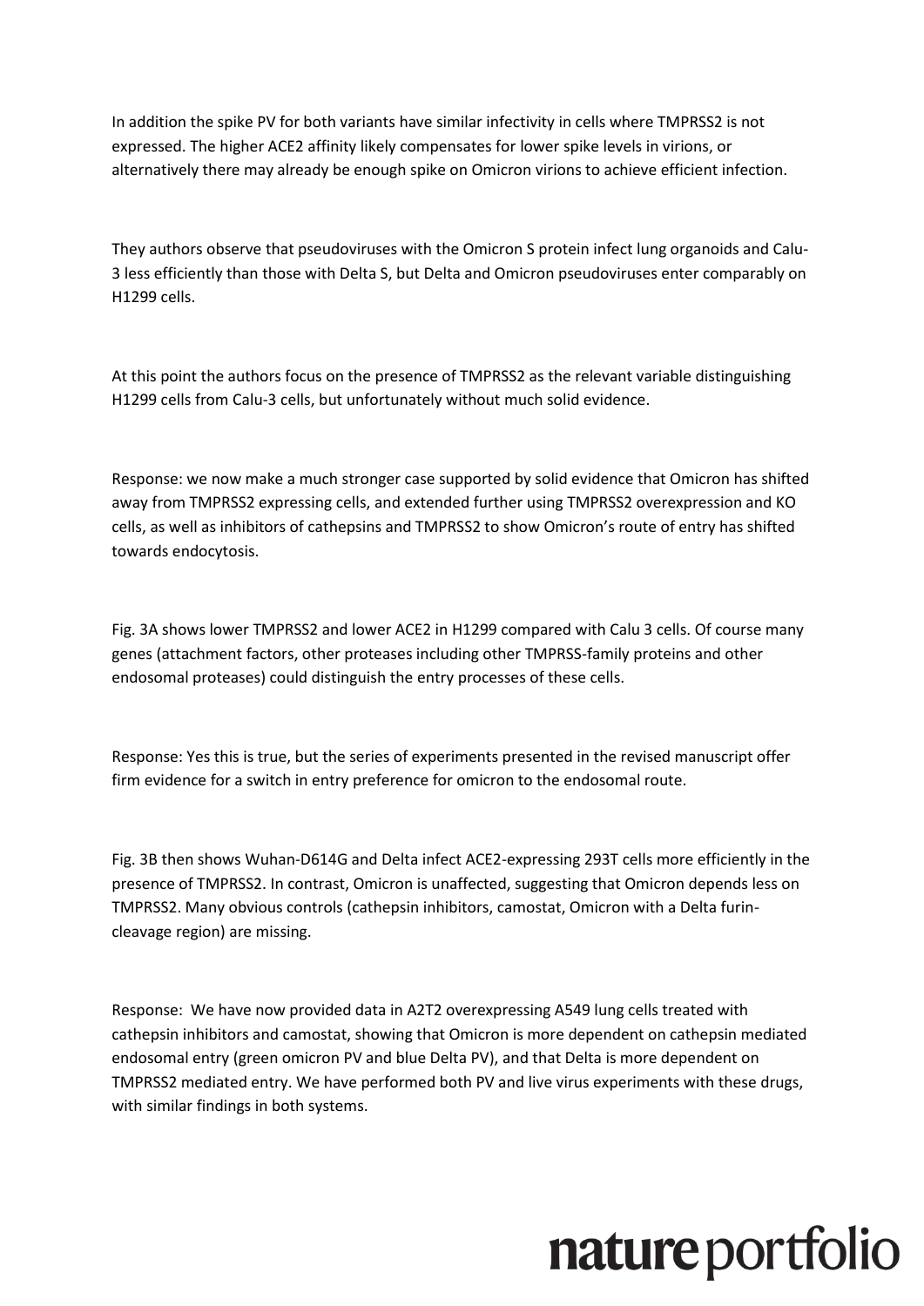In addition the spike PV for both variants have similar infectivity in cells where TMPRSS2 is not expressed. The higher ACE2 affinity likely compensates for lower spike levels in virions, or alternatively there may already be enough spike on Omicron virions to achieve efficient infection.

They authors observe that pseudoviruses with the Omicron S protein infect lung organoids and Calu-3 less efficiently than those with Delta S, but Delta and Omicron pseudoviruses enter comparably on H1299 cells.

At this point the authors focus on the presence of TMPRSS2 as the relevant variable distinguishing H1299 cells from Calu-3 cells, but unfortunately without much solid evidence.

Response: we now make a much stronger case supported by solid evidence that Omicron has shifted away from TMPRSS2 expressing cells, and extended further using TMPRSS2 overexpression and KO cells, as well as inhibitors of cathepsins and TMPRSS2 to show Omicron's route of entry has shifted towards endocytosis.

Fig. 3A shows lower TMPRSS2 and lower ACE2 in H1299 compared with Calu 3 cells. Of course many genes (attachment factors, other proteases including other TMPRSS-family proteins and other endosomal proteases) could distinguish the entry processes of these cells.

Response: Yes this is true, but the series of experiments presented in the revised manuscript offer firm evidence for a switch in entry preference for omicron to the endosomal route.

Fig. 3B then shows Wuhan-D614G and Delta infect ACE2-expressing 293T cells more efficiently in the presence of TMPRSS2. In contrast, Omicron is unaffected, suggesting that Omicron depends less on TMPRSS2. Many obvious controls (cathepsin inhibitors, camostat, Omicron with a Delta furin-cleavage region) are missing.

Response: We have now provided data in A2T2 overexpressing A549 lung cells treated with cathepsin inhibitors and camostat, showing that Omicron is more dependent on cathepsin mediated endosomal entry (green omicron PV and blue Delta PV), and that Delta is more dependent on TMPRSS2 mediated entry. We have performed both PV and live virus experiments with these drugs, with similar findings in both systems.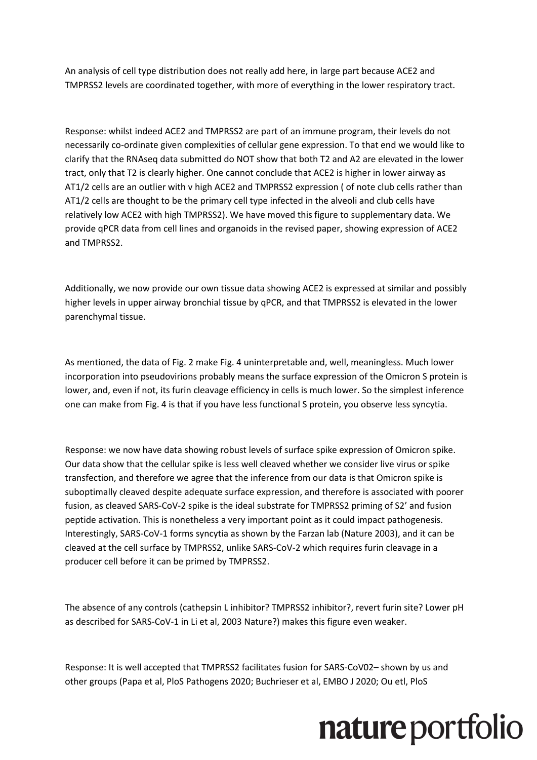An analysis of cell type distribution does not really add here, in large part because ACE2 and TMPRSS2 levels are coordinated together, with more of everything in the lower respiratory tract.

Response: whilst indeed ACE2 and TMPRSS2 are part of an immune program, their levels do not necessarily co-ordinate given complexities of cellular gene expression. To that end we would like to clarify that the RNAseq data submitted do NOT show that both T2 and A2 are elevated in the lower tract, only that T2 is clearly higher. One cannot conclude that ACE2 is higher in lower airway as AT1/2 cells are an outlier with v high ACE2 and TMPRSS2 expression ( of note club cells rather than AT1/2 cells are thought to be the primary cell type infected in the alveoli and club cells have relatively low ACE2 with high TMPRSS2). We have moved this figure to supplementary data. We provide qPCR data from cell lines and organoids in the revised paper, showing expression of ACE2 and TMPRSS2.

Additionally, we now provide our own tissue data showing ACE2 is expressed at similar and possibly higher levels in upper airway bronchial tissue by qPCR, and that TMPRSS2 is elevated in the lower parenchymal tissue.

As mentioned, the data of Fig. 2 make Fig. 4 uninterpretable and, well, meaningless. Much lower incorporation into pseudovirions probably means the surface expression of the Omicron S protein is lower, and, even if not, its furin cleavage efficiency in cells is much lower. So the simplest inference one can make from Fig. 4 is that if you have less functional S protein, you observe less syncytia.

Response: we now have data showing robust levels of surface spike expression of Omicron spike. Our data show that the cellular spike is less well cleaved whether we consider live virus or spike transfection, and therefore we agree that the inference from our data is that Omicron spike is suboptimally cleaved despite adequate surface expression, and therefore is associated with poorer fusion, as cleaved SARS-CoV-2 spike is the ideal substrate for TMPRSS2 priming of S2' and fusion peptide activation. This is nonetheless a very important point as it could impact pathogenesis. Interestingly, SARS-CoV-1 forms syncytia as shown by the Farzan lab (Nature 2003), and it can be cleaved at the cell surface by TMPRSS2, unlike SARS-CoV-2 which requires furin cleavage in a producer cell before it can be primed by TMPRSS2.

The absence of any controls (cathepsin L inhibitor? TMPRSS2 inhibitor?, revert furin site? Lower pH as described for SARS-CoV-1 in Li et al, 2003 Nature?) makes this figure even weaker.

Response: It is well accepted that TMPRSS2 facilitates fusion for SARS-CoV02– shown by us and other groups (Papa et al, PloS Pathogens 2020; Buchrieser et al, EMBO J 2020; Ou etl, PloS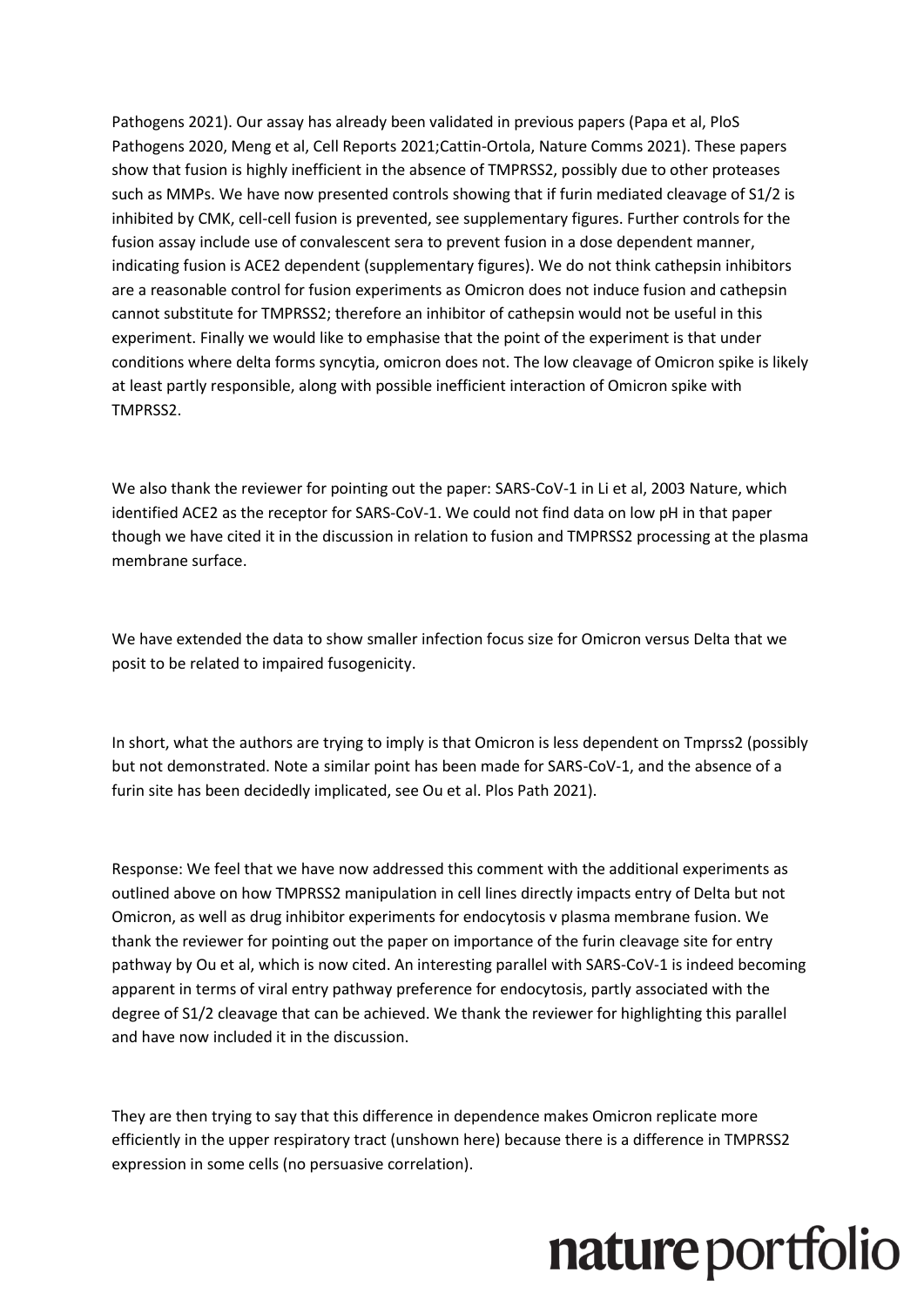Pathogens 2021). Our assay has already been validated in previous papers (Papa et al, PloS Pathogens 2020, Meng et al, Cell Reports 2021;Cattin-Ortola, Nature Comms 2021). These papers show that fusion is highly inefficient in the absence of TMPRSS2, possibly due to other proteases such as MMPs. We have now presented controls showing that if furin mediated cleavage of S1/2 is inhibited by CMK, cell-cell fusion is prevented, see supplementary figures. Further controls for the fusion assay include use of convalescent sera to prevent fusion in a dose dependent manner, indicating fusion is ACE2 dependent (supplementary figures). We do not think cathepsin inhibitors are a reasonable control for fusion experiments as Omicron does not induce fusion and cathepsin cannot substitute for TMPRSS2; therefore an inhibitor of cathepsin would not be useful in this experiment. Finally we would like to emphasise that the point of the experiment is that under conditions where delta forms syncytia, omicron does not. The low cleavage of Omicron spike is likely at least partly responsible, along with possible inefficient interaction of Omicron spike with TMPRSS2.

We also thank the reviewer for pointing out the paper: SARS-CoV-1 in Li et al, 2003 Nature, which identified ACE2 as the receptor for SARS-CoV-1. We could not find data on low pH in that paper though we have cited it in the discussion in relation to fusion and TMPRSS2 processing at the plasma membrane surface.

We have extended the data to show smaller infection focus size for Omicron versus Delta that we posit to be related to impaired fusogenicity.

In short, what the authors are trying to imply is that Omicron is less dependent on Tmprss2 (possibly but not demonstrated. Note a similar point has been made for SARS-CoV-1, and the absence of a furin site has been decidedly implicated, see Ou et al. Plos Path 2021).

Response: We feel that we have now addressed this comment with the additional experiments as outlined above on how TMPRSS2 manipulation in cell lines directly impacts entry of Delta but not Omicron, as well as drug inhibitor experiments for endocytosis v plasma membrane fusion. We thank the reviewer for pointing out the paper on importance of the furin cleavage site for entry pathway by Ou et al, which is now cited. An interesting parallel with SARS-CoV-1 is indeed becoming apparent in terms of viral entry pathway preference for endocytosis, partly associated with the degree of S1/2 cleavage that can be achieved. We thank the reviewer for highlighting this parallel and have now included it in the discussion.

They are then trying to say that this difference in dependence makes Omicron replicate more efficiently in the upper respiratory tract (unshown here) because there is a difference in TMPRSS2 expression in some cells (no persuasive correlation).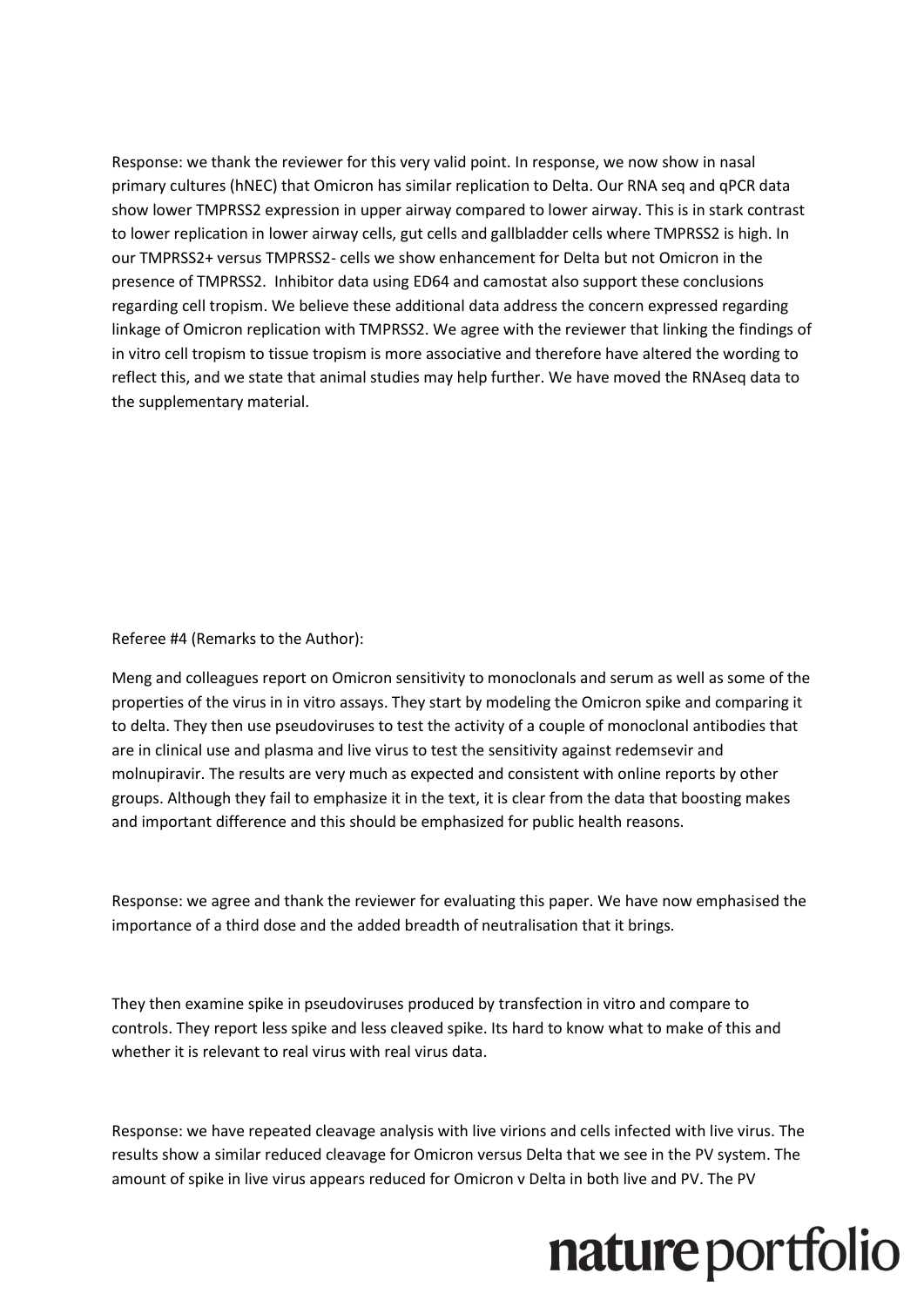Response: we thank the reviewer for this very valid point. In response, we now show in nasal primary cultures (hNEC) that Omicron has similar replication to Delta. Our RNA seq and qPCR data show lower TMPRSS2 expression in upper airway compared to lower airway. This is in stark contrast to lower replication in lower airway cells, gut cells and gallbladder cells where TMPRSS2 is high. In our TMPRSS2+ versus TMPRSS2- cells we show enhancement for Delta but not Omicron in the presence of TMPRSS2. Inhibitor data using ED64 and camostat also support these conclusions regarding cell tropism. We believe these additional data address the concern expressed regarding linkage of Omicron replication with TMPRSS2. We agree with the reviewer that linking the findings of in vitro cell tropism to tissue tropism is more associative and therefore have altered the wording to reflect this, and we state that animal studies may help further. We have moved the RNAseq data to the supplementary material.

Referee #4 (Remarks to the Author):

Meng and colleagues report on Omicron sensitivity to monoclonals and serum as well as some of the properties of the virus in in vitro assays. They start by modeling the Omicron spike and comparing it to delta. They then use pseudoviruses to test the activity of a couple of monoclonal antibodies that are in clinical use and plasma and live virus to test the sensitivity against redemsevir and molnupiravir. The results are very much as expected and consistent with online reports by other groups. Although they fail to emphasize it in the text, it is clear from the data that boosting makes and important difference and this should be emphasized for public health reasons.

Response: we agree and thank the reviewer for evaluating this paper. We have now emphasised the importance of a third dose and the added breadth of neutralisation that it brings.

They then examine spike in pseudoviruses produced by transfection in vitro and compare to controls. They report less spike and less cleaved spike. Its hard to know what to make of this and whether it is relevant to real virus with real virus data.

Response: we have repeated cleavage analysis with live virions and cells infected with live virus. The results show a similar reduced cleavage for Omicron versus Delta that we see in the PV system. The amount of spike in live virus appears reduced for Omicron v Delta in both live and PV. The PV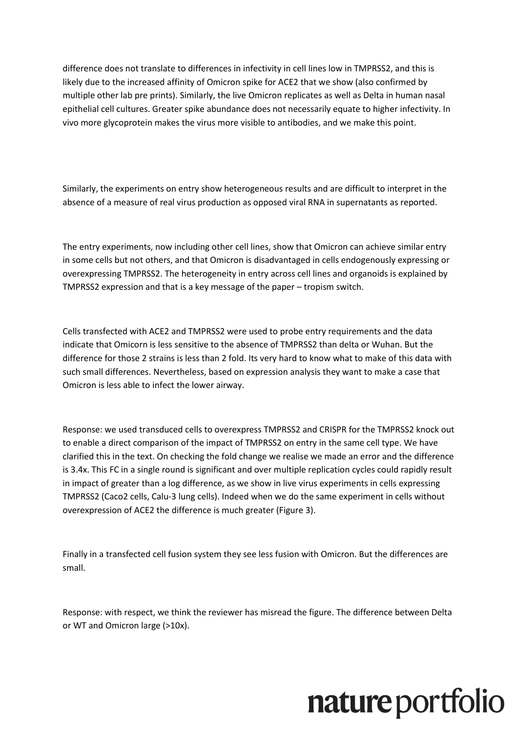difference does not translate to differences in infectivity in cell lines low in TMPRSS2, and this is likely due to the increased affinity of Omicron spike for ACE2 that we show (also confirmed by multiple other lab pre prints). Similarly, the live Omicron replicates as well as Delta in human nasal epithelial cell cultures. Greater spike abundance does not necessarily equate to higher infectivity. In vivo more glycoprotein makes the virus more visible to antibodies, and we make this point.

Similarly, the experiments on entry show heterogeneous results and are difficult to interpret in the absence of a measure of real virus production as opposed viral RNA in supernatants as reported.

The entry experiments, now including other cell lines, show that Omicron can achieve similar entry in some cells but not others, and that Omicron is disadvantaged in cells endogenously expressing or overexpressing TMPRSS2. The heterogeneity in entry across cell lines and organoids is explained by TMPRSS2 expression and that is a key message of the paper – tropism switch.

Cells transfected with ACE2 and TMPRSS2 were used to probe entry requirements and the data indicate that Omicorn is less sensitive to the absence of TMPRSS2 than delta or Wuhan. But the difference for those 2 strains is less than 2 fold. Its very hard to know what to make of this data with such small differences. Nevertheless, based on expression analysis they want to make a case that Omicron is less able to infect the lower airway.

Response: we used transduced cells to overexpress TMPRSS2 and CRISPR for the TMPRSS2 knock out to enable a direct comparison of the impact of TMPRSS2 on entry in the same cell type. We have clarified this in the text. On checking the fold change we realise we made an error and the difference is 3.4x. This FC in a single round is significant and over multiple replication cycles could rapidly result in impact of greater than a log difference, as we show in live virus experiments in cells expressing TMPRSS2 (Caco2 cells, Calu-3 lung cells). Indeed when we do the same experiment in cells without overexpression of ACE2 the difference is much greater (Figure 3).

Finally in a transfected cell fusion system they see less fusion with Omicron. But the differences are small.

Response: with respect, we think the reviewer has misread the figure. The difference between Delta or WT and Omicron large (>10x).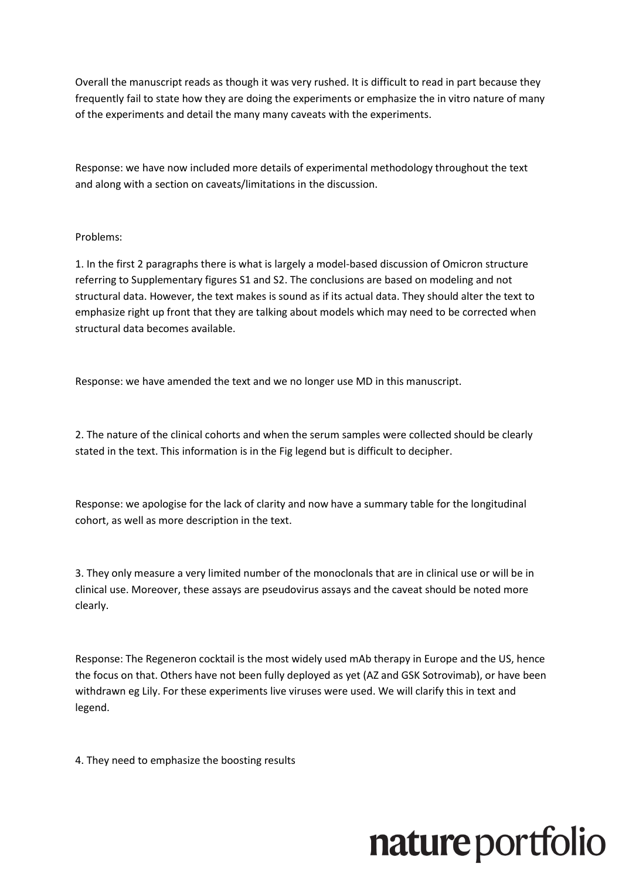Overall the manuscript reads as though it was very rushed. It is difficult to read in part because they frequently fail to state how they are doing the experiments or emphasize the in vitro nature of many of the experiments and detail the many many caveats with the experiments.

Response: we have now included more details of experimental methodology throughout the text and along with a section on caveats/limitations in the discussion.

Problems:

1. In the first 2 paragraphs there is what is largely a model-based discussion of Omicron structure referring to Supplementary figures S1 and S2. The conclusions are based on modeling and not structural data. However, the text makes is sound as if its actual data. They should alter the text to emphasize right up front that they are talking about models which may need to be corrected when structural data becomes available.

Response: we have amended the text and we no longer use MD in this manuscript.

2. The nature of the clinical cohorts and when the serum samples were collected should be clearly stated in the text. This information is in the Fig legend but is difficult to decipher.

Response: we apologise for the lack of clarity and now have a summary table for the longitudinal cohort, as well as more description in the text.

3. They only measure a very limited number of the monoclonals that are in clinical use or will be in clinical use. Moreover, these assays are pseudovirus assays and the caveat should be noted more clearly.

Response: The Regeneron cocktail is the most widely used mAb therapy in Europe and the US, hence the focus on that. Others have not been fully deployed as yet (AZ and GSK Sotrovimab), or have been withdrawn eg Lily. For these experiments live viruses were used. We will clarify this in text and legend.

4. They need to emphasize the boosting results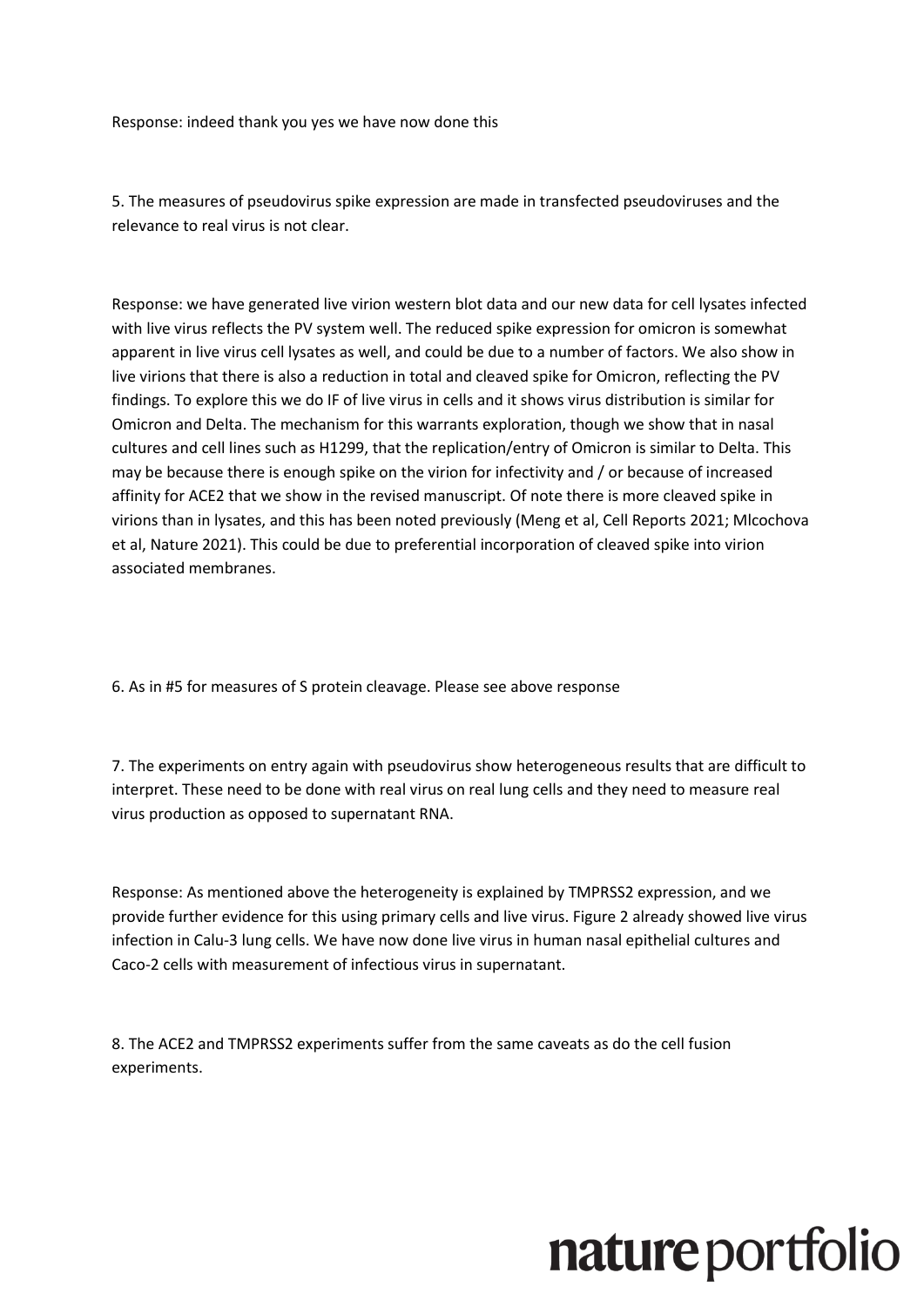Response: indeed thank you yes we have now done this

5. The measures of pseudovirus spike expression are made in transfected pseudoviruses and the relevance to real virus is not clear.

Response: we have generated live virion western blot data and our new data for cell lysates infected with live virus reflects the PV system well. The reduced spike expression for omicron is somewhat apparent in live virus cell lysates as well, and could be due to a number of factors. We also show in live virions that there is also a reduction in total and cleaved spike for Omicron, reflecting the PV findings. To explore this we do IF of live virus in cells and it shows virus distribution is similar for Omicron and Delta. The mechanism for this warrants exploration, though we show that in nasal cultures and cell lines such as H1299, that the replication/entry of Omicron is similar to Delta. This may be because there is enough spike on the virion for infectivity and / or because of increased affinity for ACE2 that we show in the revised manuscript. Of note there is more cleaved spike in virions than in lysates, and this has been noted previously (Meng et al, Cell Reports 2021; Mlcochova et al, Nature 2021). This could be due to preferential incorporation of cleaved spike into virion associated membranes.

6. As in #5 for measures of S protein cleavage. Please see above response

7. The experiments on entry again with pseudovirus show heterogeneous results that are difficult to interpret. These need to be done with real virus on real lung cells and they need to measure real virus production as opposed to supernatant RNA.

Response: As mentioned above the heterogeneity is explained by TMPRSS2 expression, and we provide further evidence for this using primary cells and live virus. Figure 2 already showed live virus infection in Calu-3 lung cells. We have now done live virus in human nasal epithelial cultures and Caco-2 cells with measurement of infectious virus in supernatant.

8. The ACE2 and TMPRSS2 experiments suffer from the same caveats as do the cell fusion experiments.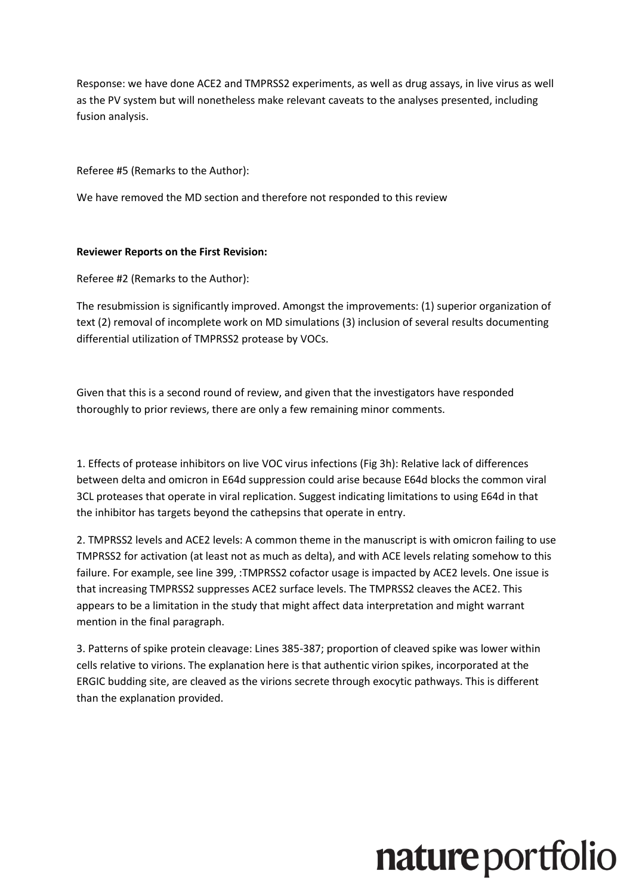Response: we have done ACE2 and TMPRSS2 experiments, as well as drug assays, in live virus as well as the PV system but will nonetheless make relevant caveats to the analyses presented, including fusion analysis.

Referee #5 (Remarks to the Author):

We have removed the MD section and therefore not responded to this review

**Reviewer Reports on the First Revision:**

Referee #2 (Remarks to the Author):

The resubmission is significantly improved. Amongst the improvements: (1) superior organization of text (2) removal of incomplete work on MD simulations (3) inclusion of several results documenting differential utilization of TMPRSS2 protease by VOCs.

Given that this is a second round of review, and given that the investigators have responded thoroughly to prior reviews, there are only a few remaining minor comments.

1. Effects of protease inhibitors on live VOC virus infections (Fig 3h): Relative lack of differences between delta and omicron in E64d suppression could arise because E64d blocks the common viral 3CL proteases that operate in viral replication. Suggest indicating limitations to using E64d in that the inhibitor has targets beyond the cathepsins that operate in entry.

2. TMPRSS2 levels and ACE2 levels: A common theme in the manuscript is with omicron failing to use TMPRSS2 for activation (at least not as much as delta), and with ACE levels relating somehow to this failure. For example, see line 399, :TMPRSS2 cofactor usage is impacted by ACE2 levels. One issue is that increasing TMPRSS2 suppresses ACE2 surface levels. The TMPRSS2 cleaves the ACE2. This appears to be a limitation in the study that might affect data interpretation and might warrant mention in the final paragraph.

3. Patterns of spike protein cleavage: Lines 385-387; proportion of cleaved spike was lower within cells relative to virions. The explanation here is that authentic virion spikes, incorporated at the ERGIC budding site, are cleaved as the virions secrete through exocytic pathways. This is different than the explanation provided.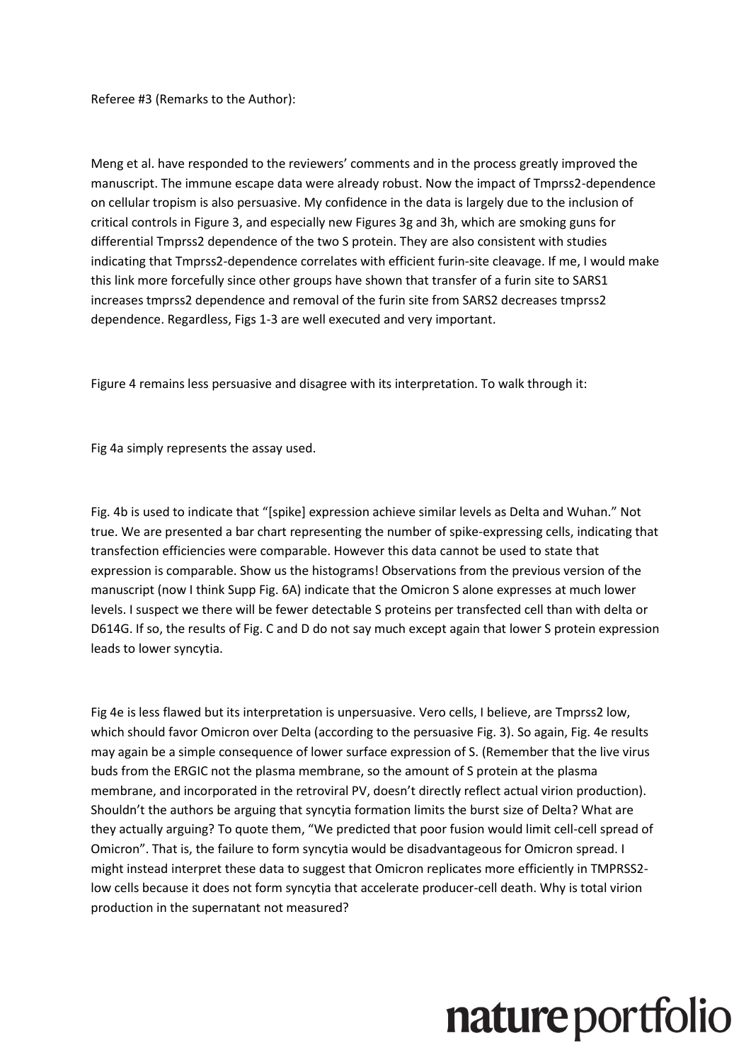Referee #3 (Remarks to the Author):

Meng et al. have responded to the reviewers' comments and in the process greatly improved the manuscript. The immune escape data were already robust. Now the impact of Tmprss2-dependence on cellular tropism is also persuasive. My confidence in the data is largely due to the inclusion of critical controls in Figure 3, and especially new Figures 3g and 3h, which are smoking guns for differential Tmprss2 dependence of the two S protein. They are also consistent with studies indicating that Tmprss2-dependence correlates with efficient furin-site cleavage. If me, I would make this link more forcefully since other groups have shown that transfer of a furin site to SARS1 increases tmprss2 dependence and removal of the furin site from SARS2 decreases tmprss2 dependence. Regardless, Figs 1-3 are well executed and very important.

Figure 4 remains less persuasive and disagree with its interpretation. To walk through it:

Fig 4a simply represents the assay used.

Fig. 4b is used to indicate that "[spike] expression achieve similar levels as Delta and Wuhan." Not true. We are presented a bar chart representing the number of spike-expressing cells, indicating that transfection efficiencies were comparable. However this data cannot be used to state that expression is comparable. Show us the histograms! Observations from the previous version of the manuscript (now I think Supp Fig. 6A) indicate that the Omicron S alone expresses at much lower levels. I suspect we there will be fewer detectable S proteins per transfected cell than with delta or D614G. If so, the results of Fig. C and D do not say much except again that lower S protein expression leads to lower syncytia.

Fig 4e is less flawed but its interpretation is unpersuasive. Vero cells, I believe, are Tmprss2 low, which should favor Omicron over Delta (according to the persuasive Fig. 3). So again, Fig. 4e results may again be a simple consequence of lower surface expression of S. (Remember that the live virus buds from the ERGIC not the plasma membrane, so the amount of S protein at the plasma membrane, and incorporated in the retroviral PV, doesn't directly reflect actual virion production). Shouldn't the authors be arguing that syncytia formation limits the burst size of Delta? What are they actually arguing? To quote them, "We predicted that poor fusion would limit cell-cell spread of Omicron". That is, the failure to form syncytia would be disadvantageous for Omicron spread. I might instead interpret these data to suggest that Omicron replicates more efficiently in TMPRSS2-low cells because it does not form syncytia that accelerate producer-cell death. Why is total virion production in the supernatant not measured?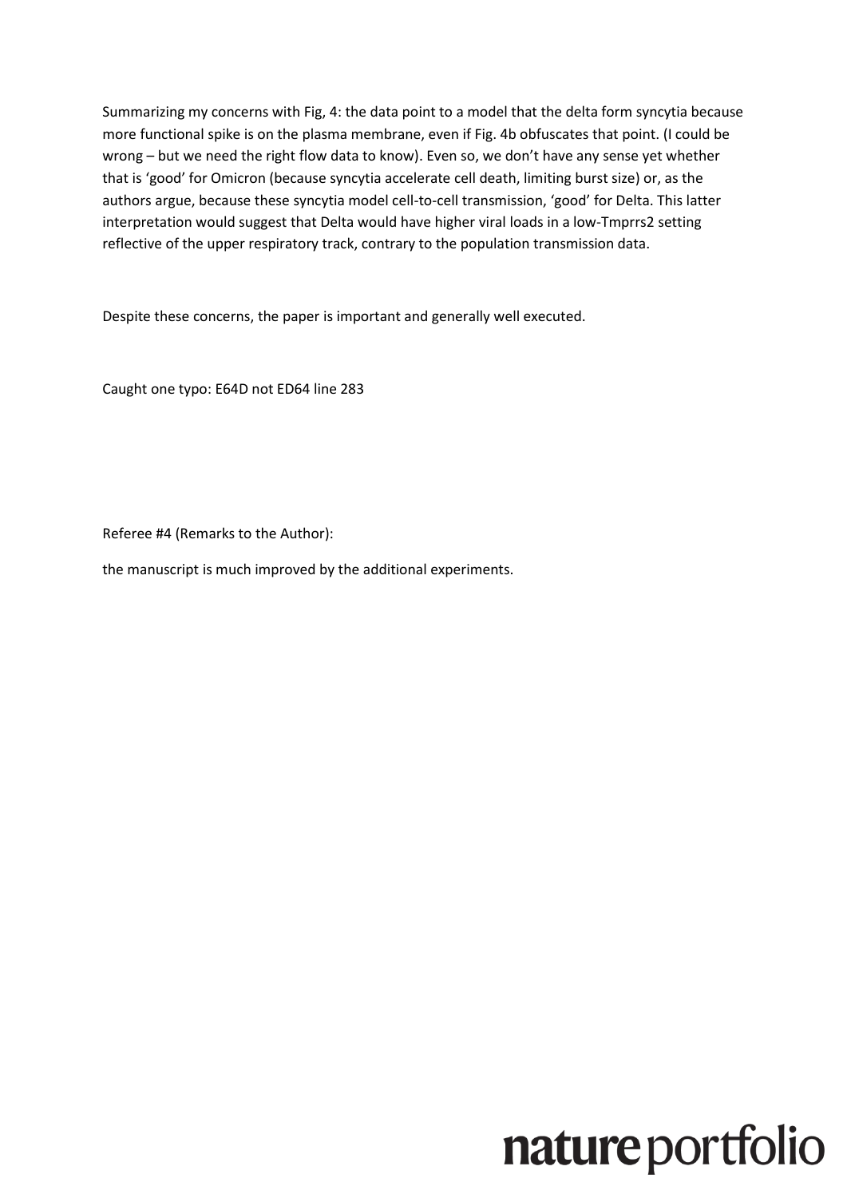Summarizing my concerns with Fig, 4: the data point to a model that the delta form syncytia because more functional spike is on the plasma membrane, even if Fig. 4b obfuscates that point. (I could be wrong – but we need the right flow data to know). Even so, we don't have any sense yet whether that is 'good' for Omicron (because syncytia accelerate cell death, limiting burst size) or, as the authors argue, because these syncytia model cell-to-cell transmission, 'good' for Delta. This latter interpretation would suggest that Delta would have higher viral loads in a low-Tmprrs2 setting reflective of the upper respiratory track, contrary to the population transmission data.

Despite these concerns, the paper is important and generally well executed.

Caught one typo: E64D not ED64 line 283

Referee #4 (Remarks to the Author):

the manuscript is much improved by the additional experiments.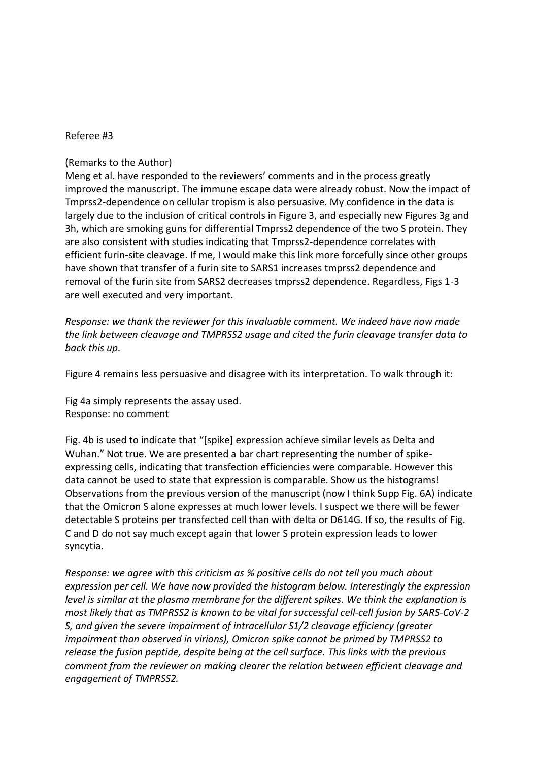Referee #3

(Remarks to the Author)

Meng et al. have responded to the reviewers' comments and in the process greatly improved the manuscript. The immune escape data were already robust. Now the impact of Tmprss2-dependence on cellular tropism is also persuasive. My confidence in the data is largely due to the inclusion of critical controls in Figure 3, and especially new Figures 3g and 3h, which are smoking guns for differential Tmprss2 dependence of the two S protein. They are also consistent with studies indicating that Tmprss2-dependence correlates with efficient furin-site cleavage. If me, I would make this link more forcefully since other groups have shown that transfer of a furin site to SARS1 increases tmprss2 dependence and removal of the furin site from SARS2 decreases tmprss2 dependence. Regardless, Figs 1-3 are well executed and very important.

*Response: we thank the reviewer for this invaluable comment. We indeed have now made the link between cleavage and TMPRSS2 usage and cited the furin cleavage transfer data to back this up.*

Figure 4 remains less persuasive and disagree with its interpretation. To walk through it:

Fig 4a simply represents the assay used.
Response: no comment

Fig. 4b is used to indicate that "[spike] expression achieve similar levels as Delta and Wuhan." Not true. We are presented a bar chart representing the number of spike-expressing cells, indicating that transfection efficiencies were comparable. However this data cannot be used to state that expression is comparable. Show us the histograms! Observations from the previous version of the manuscript (now I think Supp Fig. 6A) indicate that the Omicron S alone expresses at much lower levels. I suspect we there will be fewer detectable S proteins per transfected cell than with delta or D614G. If so, the results of Fig. C and D do not say much except again that lower S protein expression leads to lower syncytia.

*Response: we agree with this criticism as % positive cells do not tell you much about expression per cell. We have now provided the histogram below. Interestingly the expression level is similar at the plasma membrane for the different spikes. We think the explanation is most likely that as TMPRSS2 is known to be vital for successful cell-cell fusion by SARS-CoV-2 S, and given the severe impairment of intracellular S1/2 cleavage efficiency (greater impairment than observed in virions), Omicron spike cannot be primed by TMPRSS2 to release the fusion peptide, despite being at the cell surface. This links with the previous comment from the reviewer on making clearer the relation between efficient cleavage and engagement of TMPRSS2.*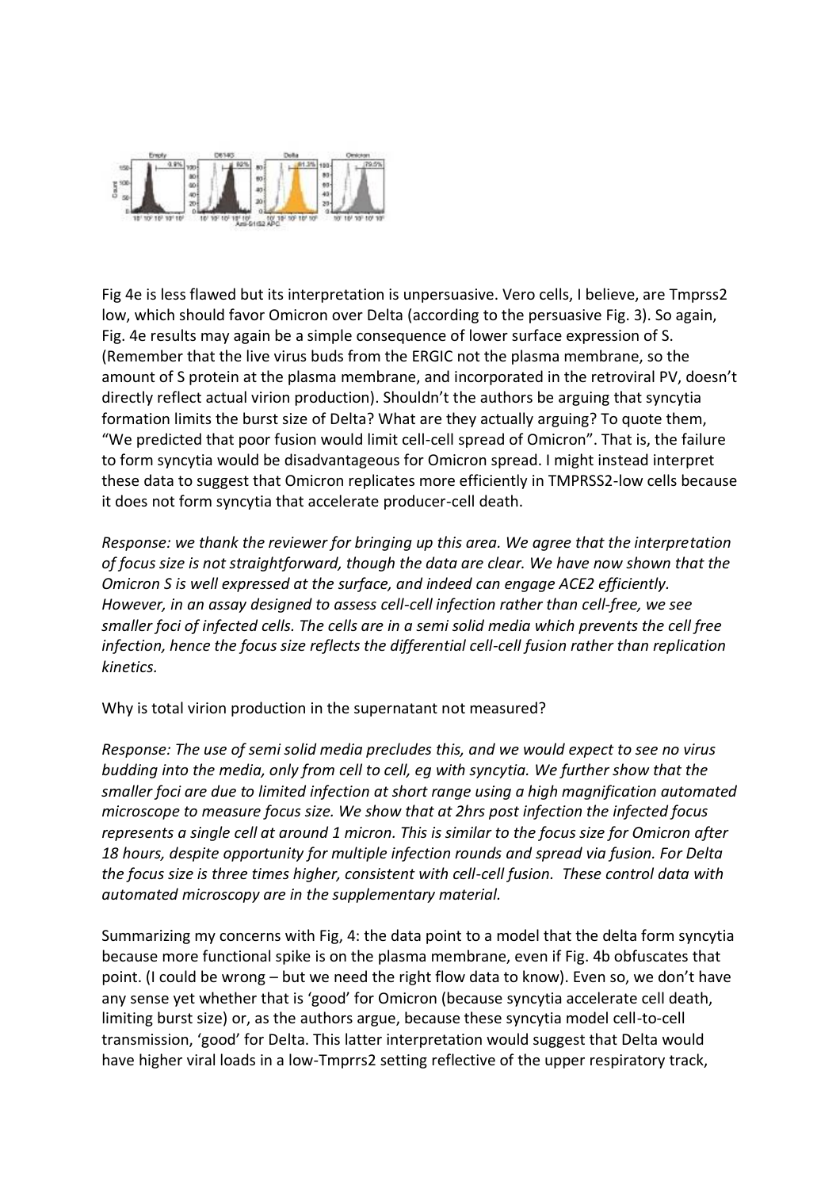Fig 4e is less flawed but its interpretation is unpersuasive. Vero cells, I believe, are Tmprss2 low, which should favor Omicron over Delta (according to the persuasive Fig. 3). So again, Fig. 4e results may again be a simple consequence of lower surface expression of S. (Remember that the live virus buds from the ERGIC not the plasma membrane, so the amount of S protein at the plasma membrane, and incorporated in the retroviral PV, doesn't directly reflect actual virion production). Shouldn't the authors be arguing that syncytia formation limits the burst size of Delta? What are they actually arguing? To quote them, "We predicted that poor fusion would limit cell-cell spread of Omicron". That is, the failure to form syncytia would be disadvantageous for Omicron spread. I might instead interpret these data to suggest that Omicron replicates more efficiently in TMPRSS2-low cells because it does not form syncytia that accelerate producer-cell death.

*Response: we thank the reviewer for bringing up this area. We agree that the interpretation of focus size is not straightforward, though the data are clear. We have now shown that the Omicron S is well expressed at the surface, and indeed can engage ACE2 efficiently. However, in an assay designed to assess cell-cell infection rather than cell-free, we see smaller foci of infected cells. The cells are in a semi solid media which prevents the cell free infection, hence the focus size reflects the differential cell-cell fusion rather than replication kinetics.*

Why is total virion production in the supernatant not measured?

*Response: The use of semi solid media precludes this, and we would expect to see no virus budding into the media, only from cell to cell, eg with syncytia. We further show that the smaller foci are due to limited infection at short range using a high magnification automated microscope to measure focus size. We show that at 2hrs post infection the infected focus represents a single cell at around 1 micron. This is similar to the focus size for Omicron after 18 hours, despite opportunity for multiple infection rounds and spread via fusion. For Delta the focus size is three times higher, consistent with cell-cell fusion. These control data with automated microscopy are in the supplementary material.*

Summarizing my concerns with Fig, 4: the data point to a model that the delta form syncytia because more functional spike is on the plasma membrane, even if Fig. 4b obfuscates that point. (I could be wrong – but we need the right flow data to know). Even so, we don't have any sense yet whether that is 'good' for Omicron (because syncytia accelerate cell death, limiting burst size) or, as the authors argue, because these syncytia model cell-to-cell transmission, 'good' for Delta. This latter interpretation would suggest that Delta would have higher viral loads in a low-Tmprrs2 setting reflective of the upper respiratory track,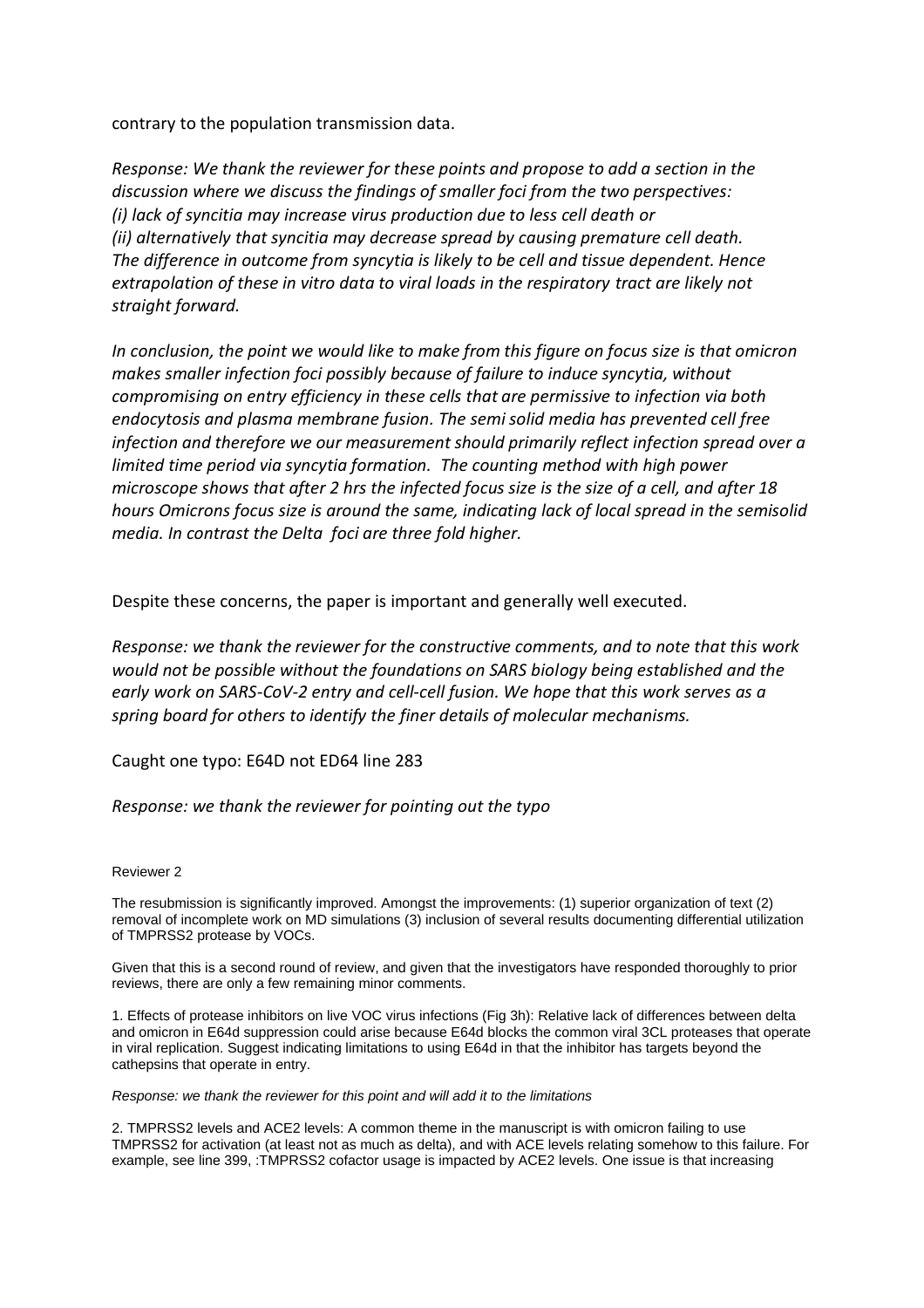contrary to the population transmission data.

*Response: We thank the reviewer for these points and propose to add a section in the discussion where we discuss the findings of smaller foci from the two perspectives:*
*(i) lack of syncitia may increase virus production due to less cell death or*
*(ii) alternatively that syncitia may decrease spread by causing premature cell death.*
*The difference in outcome from syncytia is likely to be cell and tissue dependent. Hence extrapolation of these in vitro data to viral loads in the respiratory tract are likely not straight forward.*

*In conclusion, the point we would like to make from this figure on focus size is that omicron makes smaller infection foci possibly because of failure to induce syncytia, without compromising on entry efficiency in these cells that are permissive to infection via both endocytosis and plasma membrane fusion. The semi solid media has prevented cell free infection and therefore we our measurement should primarily reflect infection spread over a limited time period via syncytia formation. The counting method with high power microscope shows that after 2 hrs the infected focus size is the size of a cell, and after 18 hours Omicrons focus size is around the same, indicating lack of local spread in the semisolid media. In contrast the Delta foci are three fold higher.*

Despite these concerns, the paper is important and generally well executed.

*Response: we thank the reviewer for the constructive comments, and to note that this work would not be possible without the foundations on SARS biology being established and the early work on SARS-CoV-2 entry and cell-cell fusion. We hope that this work serves as a spring board for others to identify the finer details of molecular mechanisms.*

Caught one typo: E64D not ED64 line 283

*Response: we thank the reviewer for pointing out the typo*

Reviewer 2

The resubmission is significantly improved. Amongst the improvements: (1) superior organization of text (2) removal of incomplete work on MD simulations (3) inclusion of several results documenting differential utilization of TMPRSS2 protease by VOCs.

Given that this is a second round of review, and given that the investigators have responded thoroughly to prior reviews, there are only a few remaining minor comments.

1. Effects of protease inhibitors on live VOC virus infections (Fig 3h): Relative lack of differences between delta and omicron in E64d suppression could arise because E64d blocks the common viral 3CL proteases that operate in viral replication. Suggest indicating limitations to using E64d in that the inhibitor has targets beyond the cathepsins that operate in entry.

*Response: we thank the reviewer for this point and will add it to the limitations*

2. TMPRSS2 levels and ACE2 levels: A common theme in the manuscript is with omicron failing to use TMPRSS2 for activation (at least not as much as delta), and with ACE levels relating somehow to this failure. For example, see line 399, :TMPRSS2 cofactor usage is impacted by ACE2 levels. One issue is that increasing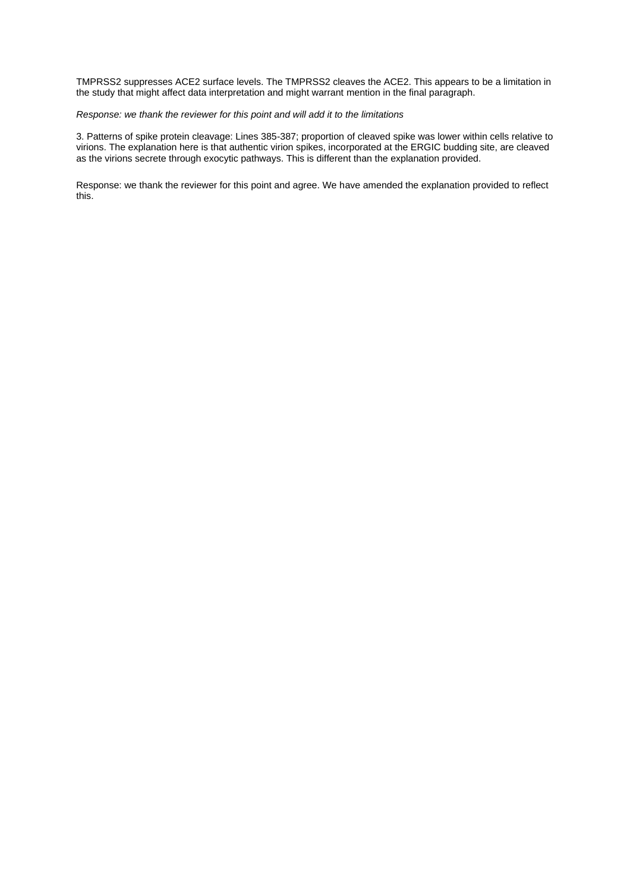TMPRSS2 suppresses ACE2 surface levels. The TMPRSS2 cleaves the ACE2. This appears to be a limitation in the study that might affect data interpretation and might warrant mention in the final paragraph.

*Response: we thank the reviewer for this point and will add it to the limitations*

3. Patterns of spike protein cleavage: Lines 385-387; proportion of cleaved spike was lower within cells relative to virions. The explanation here is that authentic virion spikes, incorporated at the ERGIC budding site, are cleaved as the virions secrete through exocytic pathways. This is different than the explanation provided.

Response: we thank the reviewer for this point and agree. We have amended the explanation provided to reflect this.